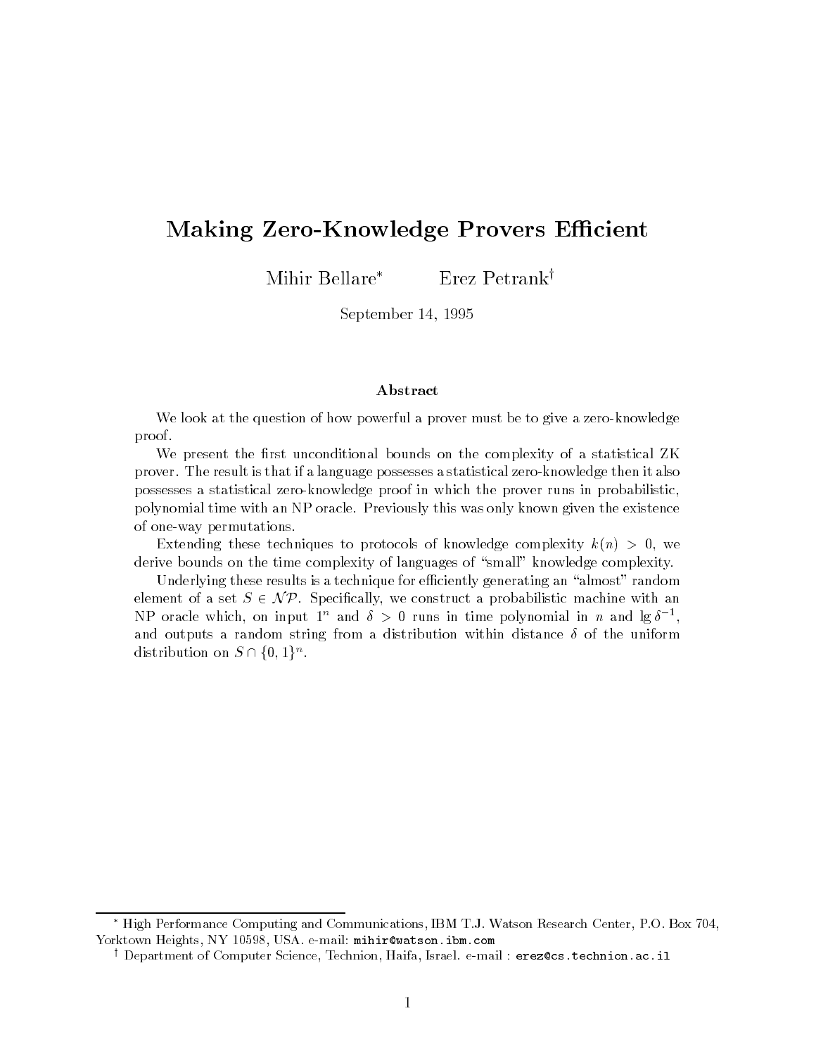# Making Zero-Knowledge Provers Efficient

Mihir Bellare[*] Erez Petrank[†]

September 14, 1995

### Abstract

We look at the question of how powerful a prover must be to give a zero-knowledge proof.

We present the first unconditional bounds on the complexity of a statistical ZK prover. The result is that if a language possesses a statistical zero-knowledge then it also possesses a statistical zero-knowledge proof in which the prover runs in probabilistic, polynomial time with an NP oracle. Previously this was only known given the existence of one-way permutations.

Extending these techniques to protocols of knowledge complexity $k(n) > 0$, we derive bounds on the time complexity of languages of "small" knowledge complexity.

Underlying these results is a technique for efficiently generating an "almost" random element of a set $S \in \mathcal{NP}$. Specifically, we construct a probabilistic machine with an NP oracle which, on input $1^n$ and $\delta > 0$ runs in time polynomial in $n$ and $\lg \delta^{-1}$, and outputs a random string from a distribution within distance $\delta$ of the uniform distribution on $S \cap \{0,1\}^n$.

---

[*] High Performance Computing and Communications, IBM T.J. Watson Research Center, P.O. Box 704, Yorktown Heights, NY 10598, USA. e-mail: `mihir@watson.ibm.com`

[†] Department of Computer Science, Technion, Haifa, Israel. e-mail : `erez@cs.technion.ac.il`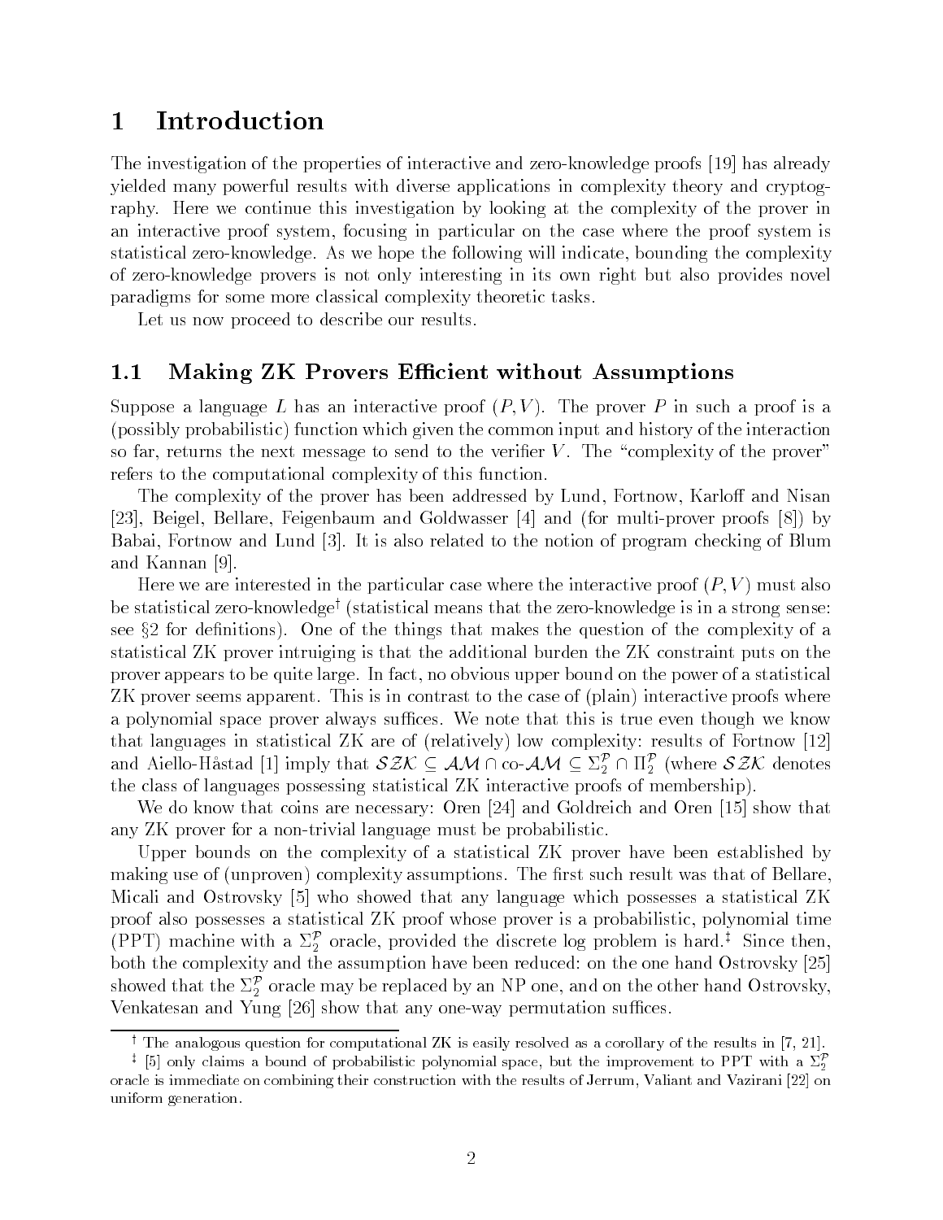# 1 Introduction

The investigation of the properties of interactive and zero-knowledge proofs [19] has already yielded many powerful results with diverse applications in complexity theory and cryptography. Here we continue this investigation by looking at the complexity of the prover in an interactive proof system, focusing in particular on the case where the proof system is statistical zero-knowledge. As we hope the following will indicate, bounding the complexity of zero-knowledge provers is not only interesting in its own right but also provides novel paradigms for some more classical complexity theoretic tasks.

Let us now proceed to describe our results.

## 1.1 Making ZK Provers Efficient without Assumptions

Suppose a language $L$ has an interactive proof $(P, V)$. The prover $P$ in such a proof is a (possibly probabilistic) function which given the common input and history of the interaction so far, returns the next message to send to the verifier $V$. The "complexity of the prover" refers to the computational complexity of this function.

The complexity of the prover has been addressed by Lund, Fortnow, Karloff and Nisan [23], Beigel, Bellare, Feigenbaum and Goldwasser [4] and (for multi-prover proofs [8]) by Babai, Fortnow and Lund [3]. It is also related to the notion of program checking of Blum and Kannan [9].

Here we are interested in the particular case where the interactive proof $(P, V)$ must also be statistical zero-knowledge[†] (statistical means that the zero-knowledge is in a strong sense: see §2 for definitions). One of the things that makes the question of the complexity of a statistical ZK prover intruiging is that the additional burden the ZK constraint puts on the prover appears to be quite large. In fact, no obvious upper bound on the power of a statistical ZK prover seems apparent. This is in contrast to the case of (plain) interactive proofs where a polynomial space prover always suffices. We note that this is true even though we know that languages in statistical ZK are of (relatively) low complexity: results of Fortnow [12] and Aiello-Håstad [1] imply that $\mathcal{SZK} \subseteq \mathcal{AM} \cap \text{co-}\mathcal{AM} \subseteq \Sigma_2^{\mathcal{P}} \cap \Pi_2^{\mathcal{P}}$ (where $\mathcal{SZK}$ denotes the class of languages possessing statistical ZK interactive proofs of membership).

We do know that coins are necessary: Oren [24] and Goldreich and Oren [15] show that any ZK prover for a non-trivial language must be probabilistic.

Upper bounds on the complexity of a statistical ZK prover have been established by making use of (unproven) complexity assumptions. The first such result was that of Bellare, Micali and Ostrovsky [5] who showed that any language which possesses a statistical ZK proof also possesses a statistical ZK proof whose prover is a probabilistic, polynomial time (PPT) machine with a $\Sigma_2^{\mathcal{P}}$ oracle, provided the discrete log problem is hard.[‡] Since then, both the complexity and the assumption have been reduced: on the one hand Ostrovsky [25] showed that the $\Sigma_2^{\mathcal{P}}$ oracle may be replaced by an NP one, and on the other hand Ostrovsky, Venkatesan and Yung [26] show that any one-way permutation suffices.

[†] The analogous question for computational ZK is easily resolved as a corollary of the results in [7, 21].

[‡] [5] only claims a bound of probabilistic polynomial space, but the improvement to PPT with a $\Sigma_2^{\mathcal{P}}$ oracle is immediate on combining their construction with the results of Jerrum, Valiant and Vazirani [22] on uniform generation.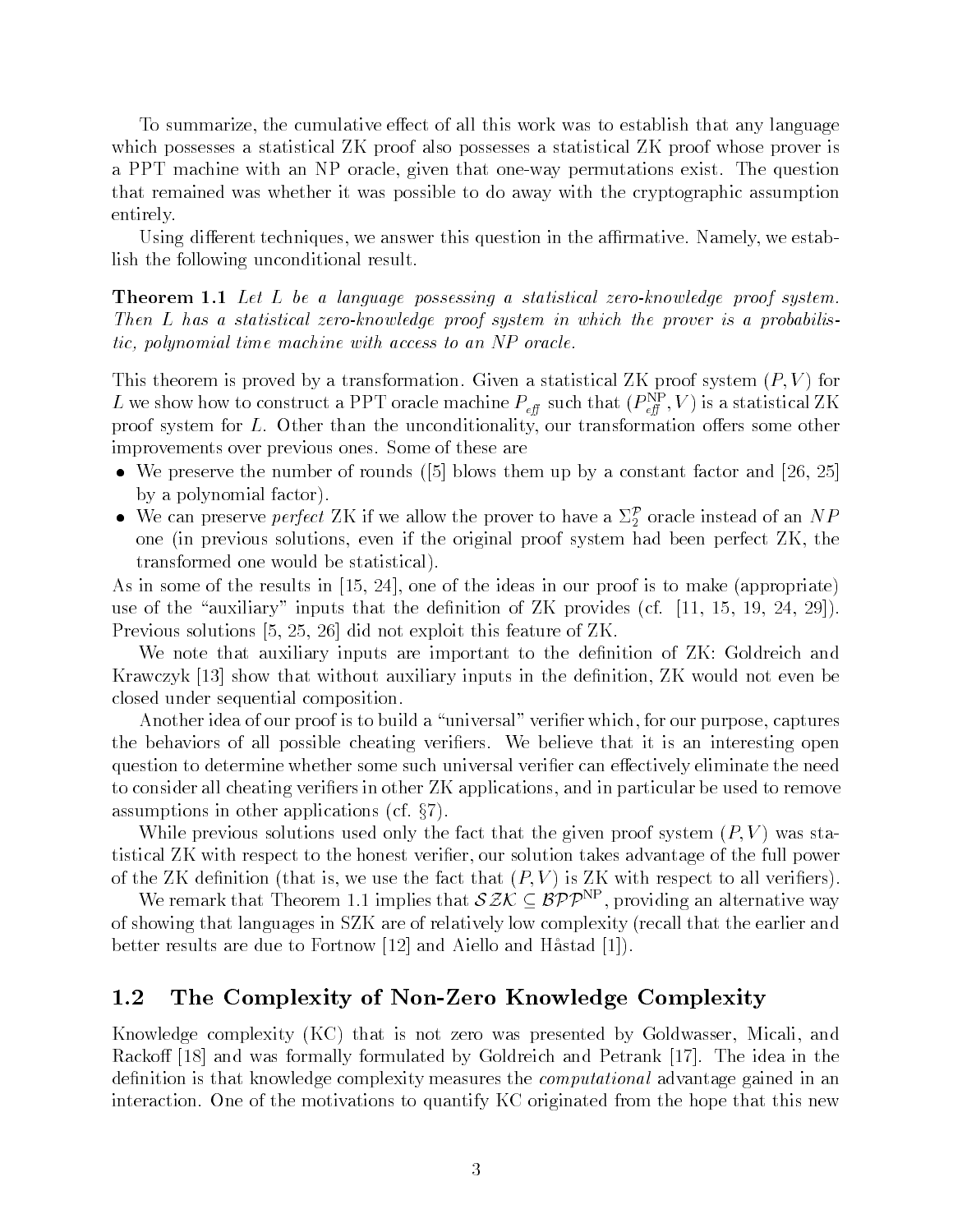To summarize, the cumulative effect of all this work was to establish that any language which possesses a statistical ZK proof also possesses a statistical ZK proof whose prover is a PPT machine with an NP oracle, given that one-way permutations exist. The question that remained was whether it was possible to do away with the cryptographic assumption entirely.

Using different techniques, we answer this question in the affirmative. Namely, we establish the following unconditional result.

**Theorem 1.1** *Let $L$ be a language possessing a statistical zero-knowledge proof system. Then $L$ has a statistical zero-knowledge proof system in which the prover is a probabilistic, polynomial time machine with access to an NP oracle.*

This theorem is proved by a transformation. Given a statistical ZK proof system $(P, V)$ for $L$ we show how to construct a PPT oracle machine $P_{\mathit{eff}}$ such that $(P_{\mathit{eff}}^{\mathrm{NP}}, V)$ is a statistical ZK proof system for $L$. Other than the unconditionality, our transformation offers some other improvements over previous ones. Some of these are

- We preserve the number of rounds ([5] blows them up by a constant factor and [26, 25] by a polynomial factor).
- We can preserve *perfect* ZK if we allow the prover to have a $\Sigma_2^{\mathcal{P}}$ oracle instead of an $NP$ one (in previous solutions, even if the original proof system had been perfect ZK, the transformed one would be statistical).

As in some of the results in [15, 24], one of the ideas in our proof is to make (appropriate) use of the "auxiliary" inputs that the definition of ZK provides (cf. [11, 15, 19, 24, 29]). Previous solutions [5, 25, 26] did not exploit this feature of ZK.

We note that auxiliary inputs are important to the definition of ZK: Goldreich and Krawczyk [13] show that without auxiliary inputs in the definition, ZK would not even be closed under sequential composition.

Another idea of our proof is to build a "universal" verifier which, for our purpose, captures the behaviors of all possible cheating verifiers. We believe that it is an interesting open question to determine whether some such universal verifier can effectively eliminate the need to consider all cheating verifiers in other ZK applications, and in particular be used to remove assumptions in other applications (cf. §7).

While previous solutions used only the fact that the given proof system $(P, V)$ was statistical ZK with respect to the honest verifier, our solution takes advantage of the full power of the ZK definition (that is, we use the fact that $(P, V)$ is ZK with respect to all verifiers).

We remark that Theorem 1.1 implies that $\mathcal{SZK} \subseteq \mathcal{BPP}^{\mathrm{NP}}$, providing an alternative way of showing that languages in SZK are of relatively low complexity (recall that the earlier and better results are due to Fortnow [12] and Aiello and Håstad [1]).

## 1.2 The Complexity of Non-Zero Knowledge Complexity

Knowledge complexity (KC) that is not zero was presented by Goldwasser, Micali, and Rackoff [18] and was formally formulated by Goldreich and Petrank [17]. The idea in the definition is that knowledge complexity measures the *computational* advantage gained in an interaction. One of the motivations to quantify KC originated from the hope that this new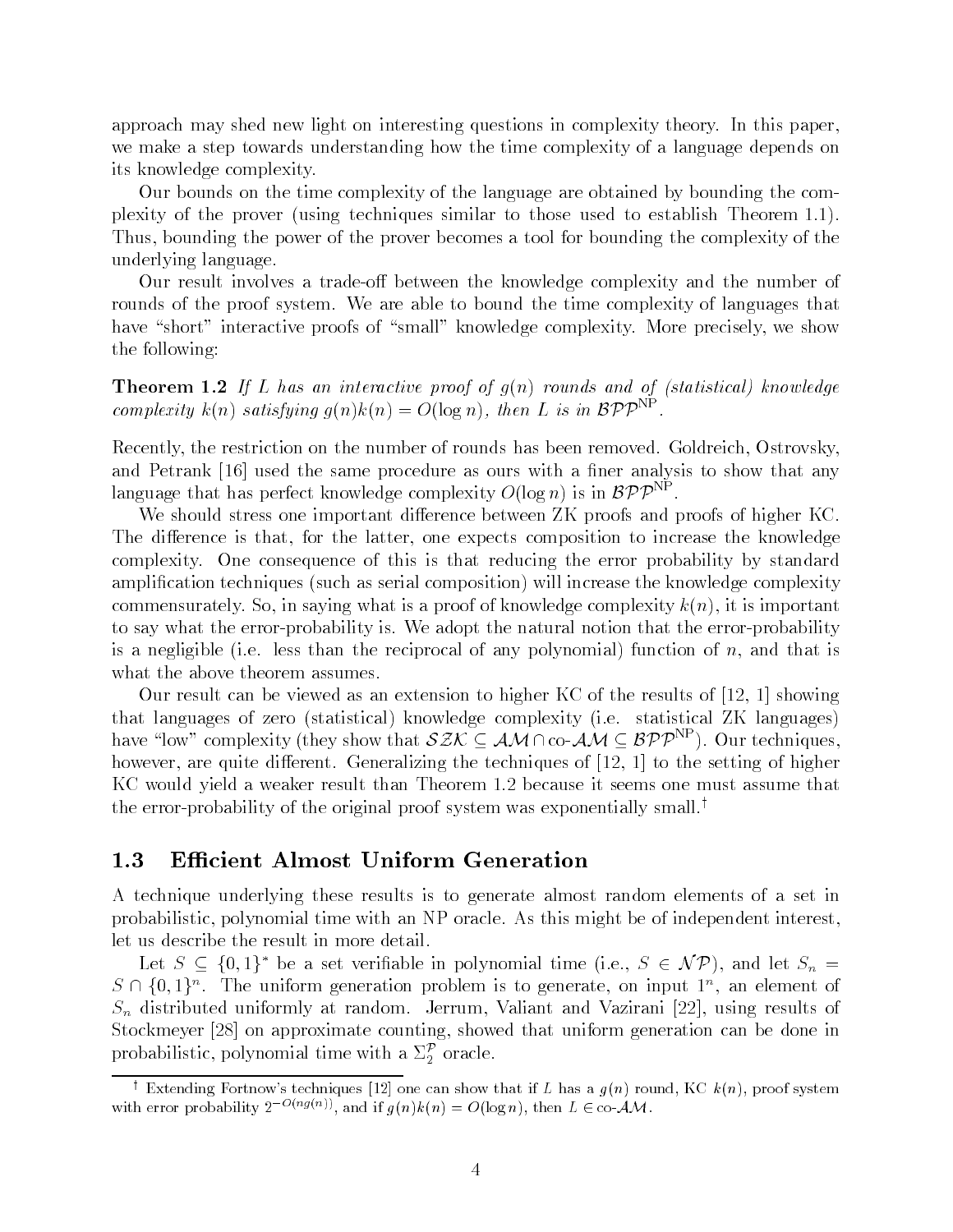approach may shed new light on interesting questions in complexity theory. In this paper, we make a step towards understanding how the time complexity of a language depends on its knowledge complexity.

Our bounds on the time complexity of the language are obtained by bounding the complexity of the prover (using techniques similar to those used to establish Theorem 1.1). Thus, bounding the power of the prover becomes a tool for bounding the complexity of the underlying language.

Our result involves a trade-off between the knowledge complexity and the number of rounds of the proof system. We are able to bound the time complexity of languages that have "short" interactive proofs of "small" knowledge complexity. More precisely, we show the following:

**Theorem 1.2** *If $L$ has an interactive proof of $g(n)$ rounds and of (statistical) knowledge complexity $k(n)$ satisfying $g(n)k(n) = O(\log n)$, then $L$ is in $\mathcal{BPP}^{\mathrm{NP}}$.*

Recently, the restriction on the number of rounds has been removed. Goldreich, Ostrovsky, and Petrank [16] used the same procedure as ours with a finer analysis to show that any language that has perfect knowledge complexity $O(\log n)$ is in $\mathcal{BPP}^{\mathrm{NP}}$.

We should stress one important difference between ZK proofs and proofs of higher KC. The difference is that, for the latter, one expects composition to increase the knowledge complexity. One consequence of this is that reducing the error probability by standard amplification techniques (such as serial composition) will increase the knowledge complexity commensurately. So, in saying what is a proof of knowledge complexity $k(n)$, it is important to say what the error-probability is. We adopt the natural notion that the error-probability is a negligible (i.e. less than the reciprocal of any polynomial) function of $n$, and that is what the above theorem assumes.

Our result can be viewed as an extension to higher KC of the results of [12, 1] showing that languages of zero (statistical) knowledge complexity (i.e. statistical ZK languages) have "low" complexity (they show that $\mathcal{SZK} \subseteq \mathcal{AM} \cap \text{co-}\mathcal{AM} \subseteq \mathcal{BPP}^{\mathrm{NP}}$). Our techniques, however, are quite different. Generalizing the techniques of [12, 1] to the setting of higher KC would yield a weaker result than Theorem 1.2 because it seems one must assume that the error-probability of the original proof system was exponentially small.[†]

## 1.3 Efficient Almost Uniform Generation

A technique underlying these results is to generate almost random elements of a set in probabilistic, polynomial time with an NP oracle. As this might be of independent interest, let us describe the result in more detail.

Let $S \subseteq \{0,1\}^*$ be a set verifiable in polynomial time (i.e., $S \in \mathcal{NP}$), and let $S_n = S \cap \{0,1\}^n$. The uniform generation problem is to generate, on input $1^n$, an element of $S_n$ distributed uniformly at random. Jerrum, Valiant and Vazirani [22], using results of Stockmeyer [28] on approximate counting, showed that uniform generation can be done in probabilistic, polynomial time with a $\Sigma_2^{\mathcal{P}}$ oracle.

[†] Extending Fortnow's techniques [12] one can show that if $L$ has a $g(n)$ round, KC $k(n)$, proof system with error probability $2^{-O(ng(n))}$, and if $g(n)k(n) = O(\log n)$, then $L \in \text{co-}\mathcal{AM}$.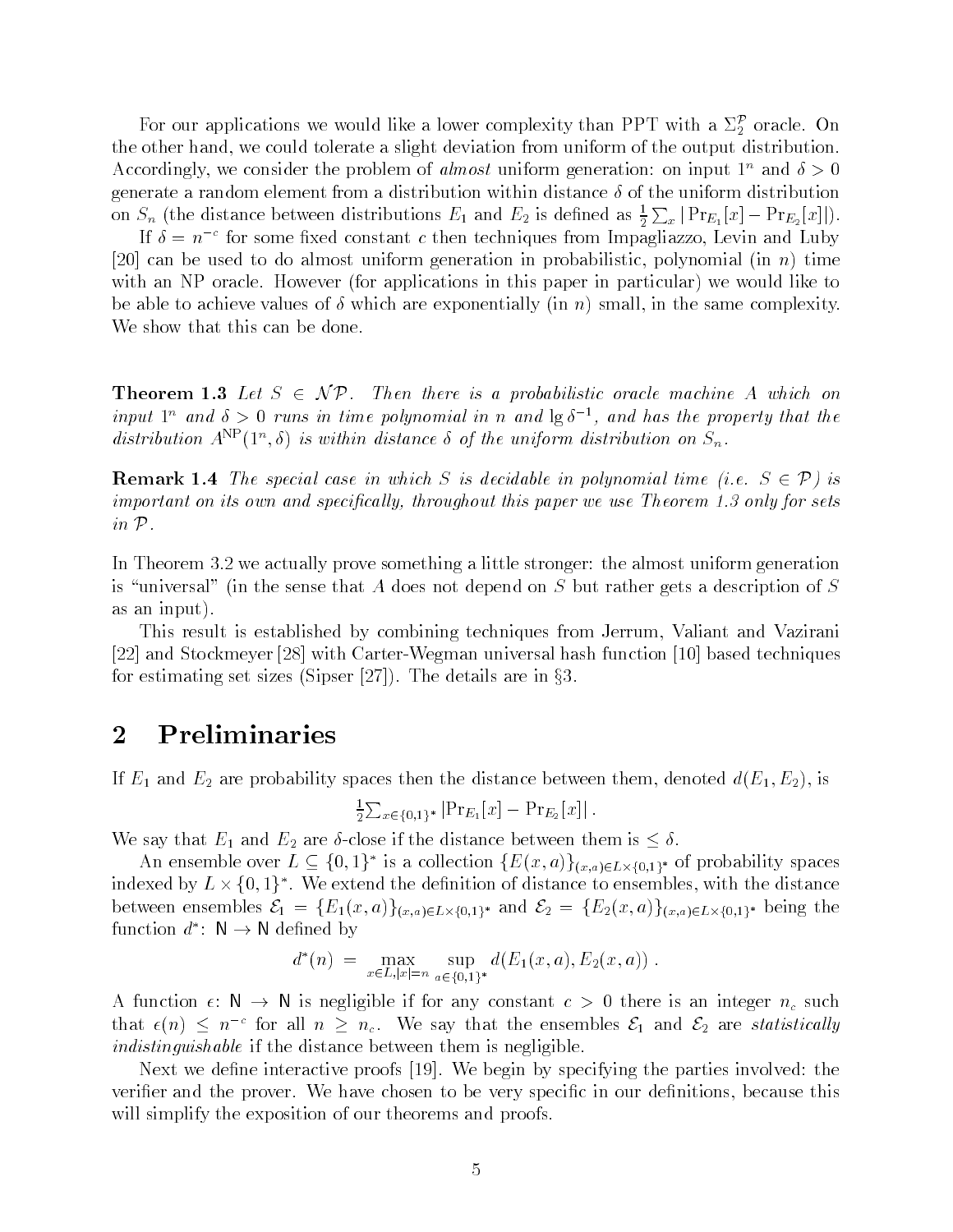For our applications we would like a lower complexity than PPT with a $\Sigma_2^{\mathcal{P}}$ oracle. On the other hand, we could tolerate a slight deviation from uniform of the output distribution. Accordingly, we consider the problem of *almost* uniform generation: on input $1^n$ and $\delta > 0$ generate a random element from a distribution within distance $\delta$ of the uniform distribution on $S_n$ (the distance between distributions $E_1$ and $E_2$ is defined as $\frac{1}{2}\sum_x |\Pr_{E_1}[x] - \Pr_{E_2}[x]|$).

If $\delta = n^{-c}$ for some fixed constant $c$ then techniques from Impagliazzo, Levin and Luby [20] can be used to do almost uniform generation in probabilistic, polynomial (in $n$) time with an NP oracle. However (for applications in this paper in particular) we would like to be able to achieve values of $\delta$ which are exponentially (in $n$) small, in the same complexity. We show that this can be done.

**Theorem 1.3** *Let $S \in \mathcal{NP}$. Then there is a probabilistic oracle machine $A$ which on input $1^n$ and $\delta > 0$ runs in time polynomial in $n$ and $\lg \delta^{-1}$, and has the property that the distribution $A^{\mathrm{NP}}(1^n, \delta)$ is within distance $\delta$ of the uniform distribution on $S_n$.*

**Remark 1.4** *The special case in which $S$ is decidable in polynomial time (i.e. $S \in \mathcal{P}$) is important on its own and specifically, throughout this paper we use Theorem 1.3 only for sets in $\mathcal{P}$.*

In Theorem 3.2 we actually prove something a little stronger: the almost uniform generation is "universal" (in the sense that $A$ does not depend on $S$ but rather gets a description of $S$ as an input).

This result is established by combining techniques from Jerrum, Valiant and Vazirani [22] and Stockmeyer [28] with Carter-Wegman universal hash function [10] based techniques for estimating set sizes (Sipser [27]). The details are in §3.

## 2 Preliminaries

If $E_1$ and $E_2$ are probability spaces then the distance between them, denoted $d(E_1, E_2)$, is

$$\tfrac{1}{2}\sum_{x\in\{0,1\}^*} |\Pr_{E_1}[x] - \Pr_{E_2}[x]| .$$

We say that $E_1$ and $E_2$ are $\delta$-close if the distance between them is $\leq \delta$.

An ensemble over $L \subseteq \{0,1\}^*$ is a collection $\{E(x,a)\}_{(x,a)\in L\times\{0,1\}^*}$ of probability spaces indexed by $L \times \{0,1\}^*$. We extend the definition of distance to ensembles, with the distance between ensembles $\mathcal{E}_1 = \{E_1(x,a)\}_{(x,a)\in L\times\{0,1\}^*}$ and $\mathcal{E}_2 = \{E_2(x,a)\}_{(x,a)\in L\times\{0,1\}^*}$ being the function $d^*$: $\mathsf{N} \to \mathsf{N}$ defined by

$$d^*(n) \;=\; \max_{x\in L, |x|=n} \; \sup_{a\in\{0,1\}^*} d(E_1(x,a), E_2(x,a)) \; .$$

A function $\epsilon$: $\mathsf{N} \to \mathsf{N}$ is negligible if for any constant $c > 0$ there is an integer $n_c$ such that $\epsilon(n) \leq n^{-c}$ for all $n \geq n_c$. We say that the ensembles $\mathcal{E}_1$ and $\mathcal{E}_2$ are *statistically indistinguishable* if the distance between them is negligible.

Next we define interactive proofs [19]. We begin by specifying the parties involved: the verifier and the prover. We have chosen to be very specific in our definitions, because this will simplify the exposition of our theorems and proofs.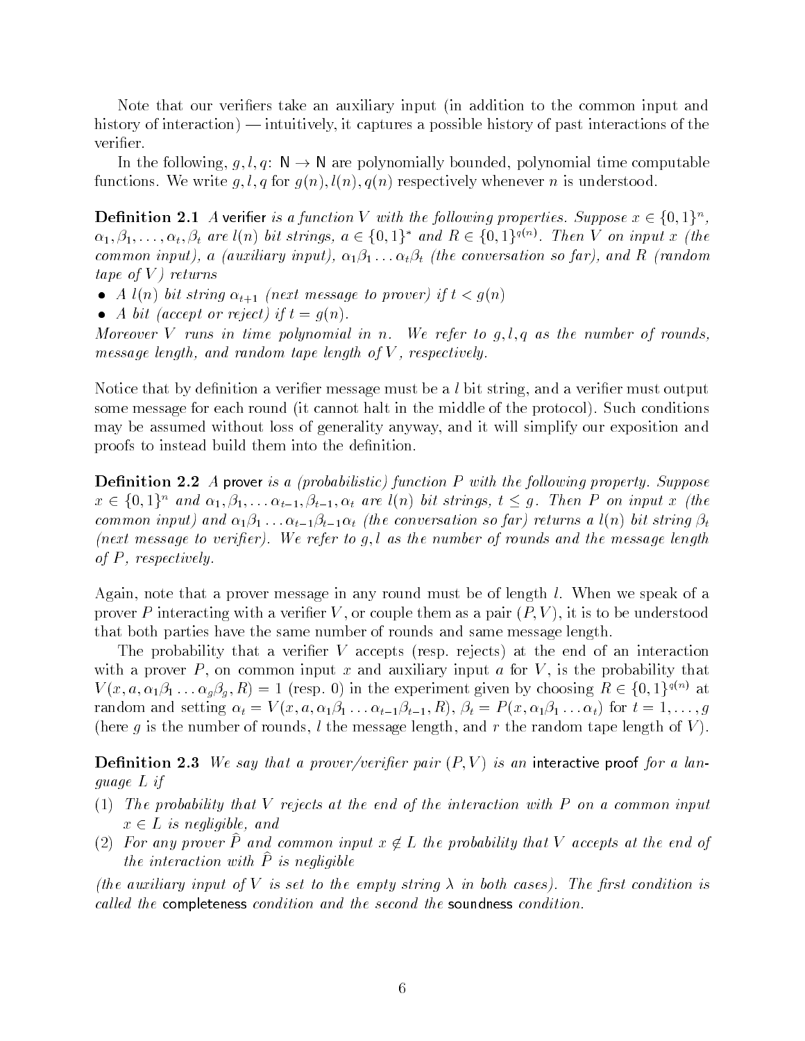Note that our verifiers take an auxiliary input (in addition to the common input and history of interaction) — intuitively, it captures a possible history of past interactions of the verifier.

In the following, $g, l, q \colon \mathsf{N} \to \mathsf{N}$ are polynomially bounded, polynomial time computable functions. We write $g, l, q$ for $g(n), l(n), q(n)$ respectively whenever $n$ is understood.

**Definition 2.1** *A* verifier *is a function $V$ with the following properties. Suppose $x \in \{0,1\}^n$, $\alpha_1, \beta_1, \ldots, \alpha_t, \beta_t$ are $l(n)$ bit strings, $a \in \{0,1\}^*$ and $R \in \{0,1\}^{q(n)}$. Then $V$ on input $x$ (the common input), $a$ (auxiliary input), $\alpha_1\beta_1 \ldots \alpha_t\beta_t$ (the conversation so far), and $R$ (random tape of $V$) returns*

- *A $l(n)$ bit string $\alpha_{t+1}$ (next message to prover) if $t < g(n)$*
- *A bit (accept or reject) if $t = g(n)$.*

*Moreover $V$ runs in time polynomial in $n$. We refer to $g, l, q$ as the number of rounds, message length, and random tape length of $V$, respectively.*

Notice that by definition a verifier message must be a $l$ bit string, and a verifier must output some message for each round (it cannot halt in the middle of the protocol). Such conditions may be assumed without loss of generality anyway, and it will simplify our exposition and proofs to instead build them into the definition.

**Definition 2.2** *A* prover *is a (probabilistic) function $P$ with the following property. Suppose $x \in \{0,1\}^n$ and $\alpha_1, \beta_1, \ldots \alpha_{t-1}, \beta_{t-1}, \alpha_t$ are $l(n)$ bit strings, $t \leq g$. Then $P$ on input $x$ (the common input) and $\alpha_1\beta_1 \ldots \alpha_{t-1}\beta_{t-1}\alpha_t$ (the conversation so far) returns a $l(n)$ bit string $\beta_t$ (next message to verifier). We refer to $g, l$ as the number of rounds and the message length of $P$, respectively.*

Again, note that a prover message in any round must be of length $l$. When we speak of a prover $P$ interacting with a verifier $V$, or couple them as a pair $(P, V)$, it is to be understood that both parties have the same number of rounds and same message length.

The probability that a verifier $V$ accepts (resp. rejects) at the end of an interaction with a prover $P$, on common input $x$ and auxiliary input $a$ for $V$, is the probability that $V(x, a, \alpha_1\beta_1 \ldots \alpha_g\beta_g, R) = 1$ (resp. 0) in the experiment given by choosing $R \in \{0,1\}^{q(n)}$ at random and setting $\alpha_t = V(x, a, \alpha_1\beta_1 \ldots \alpha_{t-1}\beta_{t-1}, R)$, $\beta_t = P(x, \alpha_1\beta_1 \ldots \alpha_t)$ for $t = 1, \ldots, g$ (here $g$ is the number of rounds, $l$ the message length, and $r$ the random tape length of $V$).

**Definition 2.3** *We say that a prover/verifier pair $(P, V)$ is an* interactive proof *for a language $L$ if*

(1) *The probability that $V$ rejects at the end of the interaction with $P$ on a common input $x \in L$ is negligible, and*

(2) *For any prover $\widehat{P}$ and common input $x \notin L$ the probability that $V$ accepts at the end of the interaction with $\widehat{P}$ is negligible*

*(the auxiliary input of $V$ is set to the empty string $\lambda$ in both cases). The first condition is called the* completeness *condition and the second the* soundness *condition.*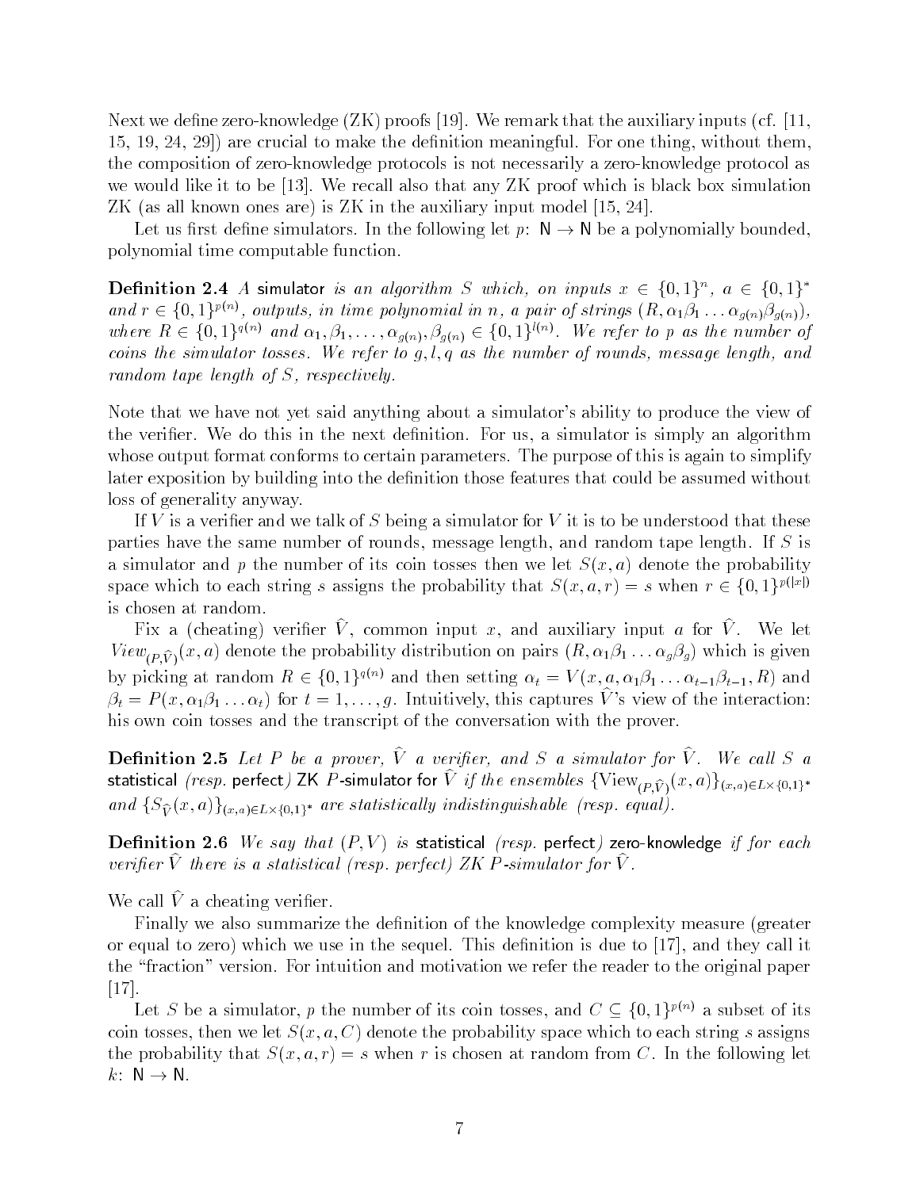Next we define zero-knowledge (ZK) proofs [19]. We remark that the auxiliary inputs (cf. [11, 15, 19, 24, 29]) are crucial to make the definition meaningful. For one thing, without them, the composition of zero-knowledge protocols is not necessarily a zero-knowledge protocol as we would like it to be [13]. We recall also that any ZK proof which is black box simulation ZK (as all known ones are) is ZK in the auxiliary input model [15, 24].

Let us first define simulators. In the following let $p\colon \mathsf{N} \to \mathsf{N}$ be a polynomially bounded, polynomial time computable function.

**Definition 2.4** *A* simulator *is an algorithm $S$ which, on inputs $x \in \{0,1\}^n$, $a \in \{0,1\}^*$ and $r \in \{0,1\}^{p(n)}$, outputs, in time polynomial in $n$, a pair of strings $(R, \alpha_1\beta_1 \ldots \alpha_{g(n)}\beta_{g(n)})$, where $R \in \{0,1\}^{q(n)}$ and $\alpha_1, \beta_1, \ldots, \alpha_{g(n)}, \beta_{g(n)} \in \{0,1\}^{l(n)}$. We refer to $p$ as the number of coins the simulator tosses. We refer to $g, l, q$ as the number of rounds, message length, and random tape length of $S$, respectively.*

Note that we have not yet said anything about a simulator's ability to produce the view of the verifier. We do this in the next definition. For us, a simulator is simply an algorithm whose output format conforms to certain parameters. The purpose of this is again to simplify later exposition by building into the definition those features that could be assumed without loss of generality anyway.

If $V$ is a verifier and we talk of $S$ being a simulator for $V$ it is to be understood that these parties have the same number of rounds, message length, and random tape length. If $S$ is a simulator and $p$ the number of its coin tosses then we let $S(x,a)$ denote the probability space which to each string $s$ assigns the probability that $S(x,a,r) = s$ when $r \in \{0,1\}^{p(|x|)}$ is chosen at random.

Fix a (cheating) verifier $\widehat{V}$, common input $x$, and auxiliary input $a$ for $\widehat{V}$. We let $View_{(P,\widehat{V})}(x,a)$ denote the probability distribution on pairs $(R, \alpha_1\beta_1 \ldots \alpha_g\beta_g)$ which is given by picking at random $R \in \{0,1\}^{q(n)}$ and then setting $\alpha_t = V(x, a, \alpha_1\beta_1 \ldots \alpha_{t-1}\beta_{t-1}, R)$ and $\beta_t = P(x, \alpha_1\beta_1 \ldots \alpha_t)$ for $t = 1, \ldots, g$. Intuitively, this captures $\widehat{V}$'s view of the interaction: his own coin tosses and the transcript of the conversation with the prover.

**Definition 2.5** *Let $P$ be a prover, $\widehat{V}$ a verifier, and $S$ a simulator for $\widehat{V}$. We call $S$ a* statistical *(resp.* perfect*)* ZK $P$-simulator for $\widehat{V}$ *if the ensembles $\{\mathrm{View}_{(P,\widehat{V})}(x,a)\}_{(x,a)\in L\times\{0,1\}^*}$ and $\{S_{\widehat{V}}(x,a)\}_{(x,a)\in L\times\{0,1\}^*}$ are statistically indistinguishable (resp. equal).*

**Definition 2.6** *We say that $(P,V)$ is* statistical *(resp.* perfect*)* zero-knowledge *if for each verifier $\widehat{V}$ there is a statistical (resp. perfect) ZK $P$-simulator for $\widehat{V}$.*

We call $\widehat{V}$ a cheating verifier.

Finally we also summarize the definition of the knowledge complexity measure (greater or equal to zero) which we use in the sequel. This definition is due to [17], and they call it the "fraction" version. For intuition and motivation we refer the reader to the original paper [17].

Let $S$ be a simulator, $p$ the number of its coin tosses, and $C \subseteq \{0,1\}^{p(n)}$ a subset of its coin tosses, then we let $S(x,a,C)$ denote the probability space which to each string $s$ assigns the probability that $S(x,a,r) = s$ when $r$ is chosen at random from $C$. In the following let $k\colon \mathsf{N} \to \mathsf{N}$.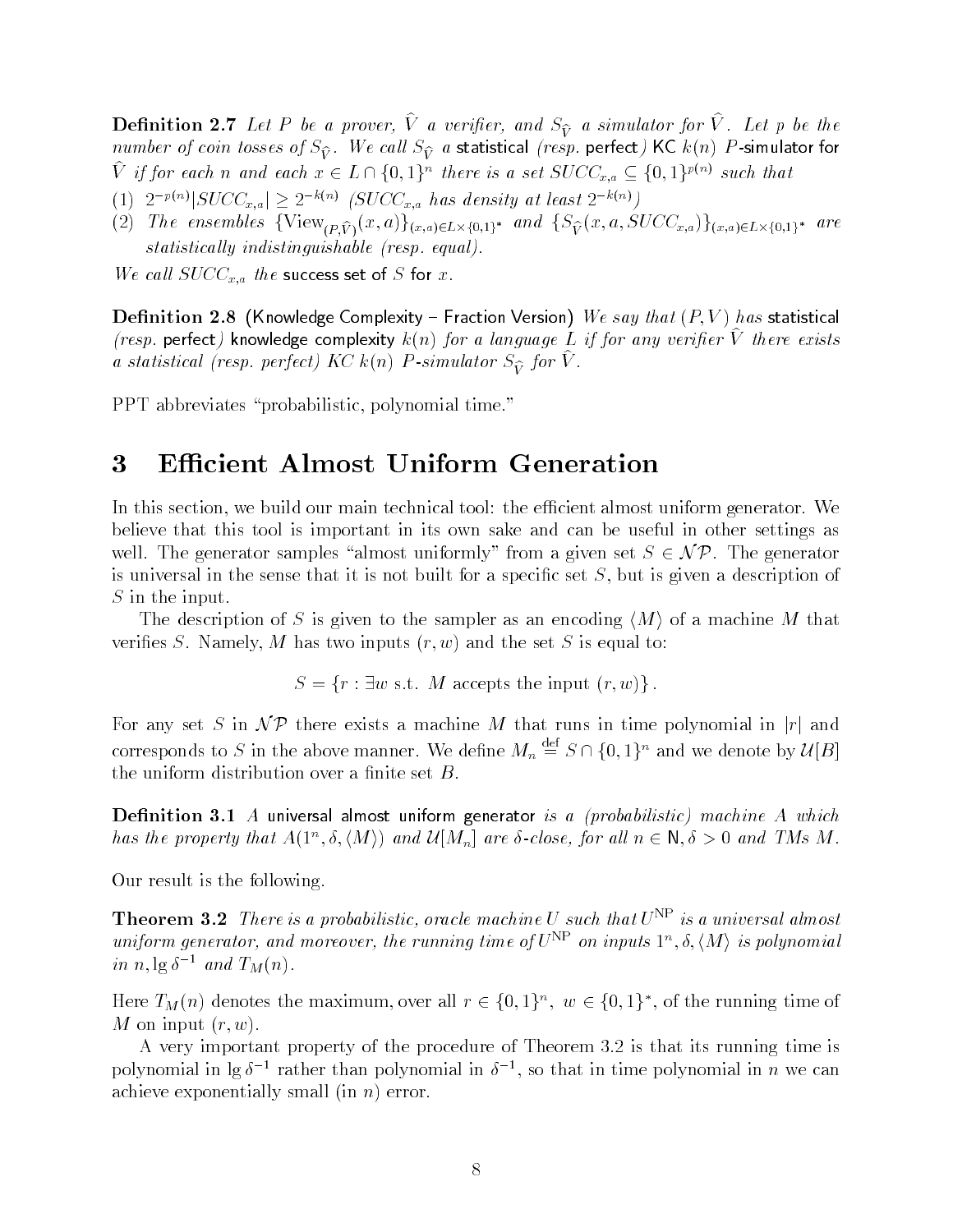**Definition 2.7** *Let $P$ be a prover, $\widehat{V}$ a verifier, and $S_{\widehat{V}}$ a simulator for $\widehat{V}$. Let $p$ be the number of coin tosses of $S_{\widehat{V}}$. We call $S_{\widehat{V}}$ a* statistical *(resp.* perfect*)* KC $k(n)$ $P$-simulator for $\widehat{V}$ *if for each $n$ and each $x \in L \cap \{0,1\}^n$ there is a set $SUCC_{x,a} \subseteq \{0,1\}^{p(n)}$ such that*

(1) $2^{-p(n)}|SUCC_{x,a}| \geq 2^{-k(n)}$ *($SUCC_{x,a}$ has density at least $2^{-k(n)}$)*

(2) *The ensembles $\{\text{View}_{(P,\widehat{V})}(x,a)\}_{(x,a)\in L\times\{0,1\}^*}$ and $\{S_{\widehat{V}}(x,a,SUCC_{x,a})\}_{(x,a)\in L\times\{0,1\}^*}$ are statistically indistinguishable (resp. equal).*

*We call $SUCC_{x,a}$ the* success set of $S$ for $x$.

**Definition 2.8** (Knowledge Complexity – Fraction Version) *We say that $(P,V)$ has* statistical *(resp.* perfect*)* knowledge complexity $k(n)$ *for a language $L$ if for any verifier $\widehat{V}$ there exists a statistical (resp. perfect) KC $k(n)$ $P$-simulator $S_{\widehat{V}}$ for $\widehat{V}$.*

PPT abbreviates "probabilistic, polynomial time."

# 3 Efficient Almost Uniform Generation

In this section, we build our main technical tool: the efficient almost uniform generator. We believe that this tool is important in its own sake and can be useful in other settings as well. The generator samples "almost uniformly" from a given set $S \in \mathcal{NP}$. The generator is universal in the sense that it is not built for a specific set $S$, but is given a description of $S$ in the input.

The description of $S$ is given to the sampler as an encoding $\langle M\rangle$ of a machine $M$ that verifies $S$. Namely, $M$ has two inputs $(r,w)$ and the set $S$ is equal to:

$$S = \{r : \exists w \text{ s.t. } M \text{ accepts the input } (r,w)\}.$$

For any set $S$ in $\mathcal{NP}$ there exists a machine $M$ that runs in time polynomial in $|r|$ and corresponds to $S$ in the above manner. We define $M_n \stackrel{\text{def}}{=} S \cap \{0,1\}^n$ and we denote by $\mathcal{U}[B]$ the uniform distribution over a finite set $B$.

**Definition 3.1** *A* universal almost uniform generator *is a (probabilistic) machine $A$ which has the property that $A(1^n, \delta, \langle M\rangle)$ and $\mathcal{U}[M_n]$ are $\delta$-close, for all $n \in \mathsf{N}$, $\delta > 0$ and TMs $M$.*

Our result is the following.

**Theorem 3.2** *There is a probabilistic, oracle machine $U$ such that $U^{\text{NP}}$ is a universal almost uniform generator, and moreover, the running time of $U^{\text{NP}}$ on inputs $1^n, \delta, \langle M\rangle$ is polynomial in $n, \lg\delta^{-1}$ and $T_M(n)$.*

Here $T_M(n)$ denotes the maximum, over all $r \in \{0,1\}^n$, $w \in \{0,1\}^*$, of the running time of $M$ on input $(r,w)$.

A very important property of the procedure of Theorem 3.2 is that its running time is polynomial in $\lg\delta^{-1}$ rather than polynomial in $\delta^{-1}$, so that in time polynomial in $n$ we can achieve exponentially small (in $n$) error.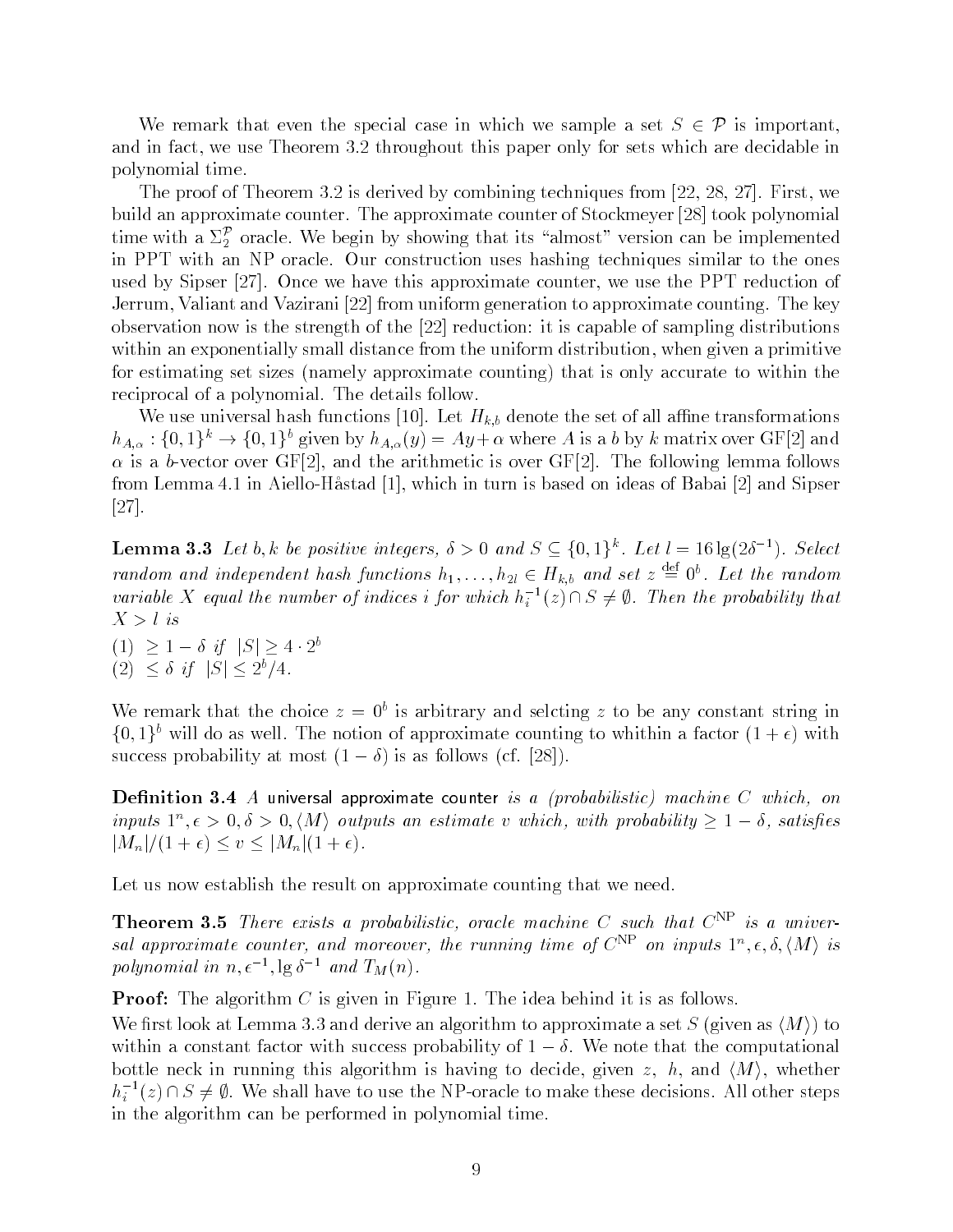We remark that even the special case in which we sample a set $S \in \mathcal{P}$ is important, and in fact, we use Theorem 3.2 throughout this paper only for sets which are decidable in polynomial time.

The proof of Theorem 3.2 is derived by combining techniques from [22, 28, 27]. First, we build an approximate counter. The approximate counter of Stockmeyer [28] took polynomial time with a $\Sigma_2^{\mathcal{P}}$ oracle. We begin by showing that its "almost" version can be implemented in PPT with an NP oracle. Our construction uses hashing techniques similar to the ones used by Sipser [27]. Once we have this approximate counter, we use the PPT reduction of Jerrum, Valiant and Vazirani [22] from uniform generation to approximate counting. The key observation now is the strength of the [22] reduction: it is capable of sampling distributions within an exponentially small distance from the uniform distribution, when given a primitive for estimating set sizes (namely approximate counting) that is only accurate to within the reciprocal of a polynomial. The details follow.

We use universal hash functions [10]. Let $H_{k,b}$ denote the set of all affine transformations $h_{A,\alpha} : \{0,1\}^k \to \{0,1\}^b$ given by $h_{A,\alpha}(y) = Ay + \alpha$ where $A$ is a $b$ by $k$ matrix over GF[2] and $\alpha$ is a $b$-vector over GF[2], and the arithmetic is over GF[2]. The following lemma follows from Lemma 4.1 in Aiello-Håstad [1], which in turn is based on ideas of Babai [2] and Sipser [27].

**Lemma 3.3** *Let $b, k$ be positive integers, $\delta > 0$ and $S \subseteq \{0,1\}^k$. Let $l = 16 \lg(2\delta^{-1})$. Select random and independent hash functions $h_1, \ldots, h_{2l} \in H_{k,b}$ and set $z \stackrel{\text{def}}{=} 0^b$. Let the random variable $X$ equal the number of indices $i$ for which $h_i^{-1}(z) \cap S \neq \emptyset$. Then the probability that $X > l$ is*

(1) $\geq 1 - \delta$ *if* $|S| \geq 4 \cdot 2^b$
(2) $\leq \delta$ *if* $|S| \leq 2^b/4$.

We remark that the choice $z = 0^b$ is arbitrary and selcting $z$ to be any constant string in $\{0,1\}^b$ will do as well. The notion of approximate counting to whithin a factor $(1+\epsilon)$ with success probability at most $(1-\delta)$ is as follows (cf. [28]).

**Definition 3.4** *A* universal approximate counter *is a (probabilistic) machine $C$ which, on inputs $1^n, \epsilon > 0, \delta > 0, \langle M \rangle$ outputs an estimate $v$ which, with probability $\geq 1 - \delta$, satisfies $|M_n|/(1+\epsilon) \leq v \leq |M_n|(1+\epsilon)$.*

Let us now establish the result on approximate counting that we need.

**Theorem 3.5** *There exists a probabilistic, oracle machine $C$ such that $C^{\text{NP}}$ is a universal approximate counter, and moreover, the running time of $C^{\text{NP}}$ on inputs $1^n, \epsilon, \delta, \langle M \rangle$ is polynomial in $n, \epsilon^{-1}, \lg \delta^{-1}$ and $T_M(n)$.*

**Proof:** The algorithm $C$ is given in Figure 1. The idea behind it is as follows.

We first look at Lemma 3.3 and derive an algorithm to approximate a set $S$ (given as $\langle M \rangle$) to within a constant factor with success probability of $1 - \delta$. We note that the computational bottle neck in running this algorithm is having to decide, given $z$, $h$, and $\langle M \rangle$, whether $h_i^{-1}(z) \cap S \neq \emptyset$. We shall have to use the NP-oracle to make these decisions. All other steps in the algorithm can be performed in polynomial time.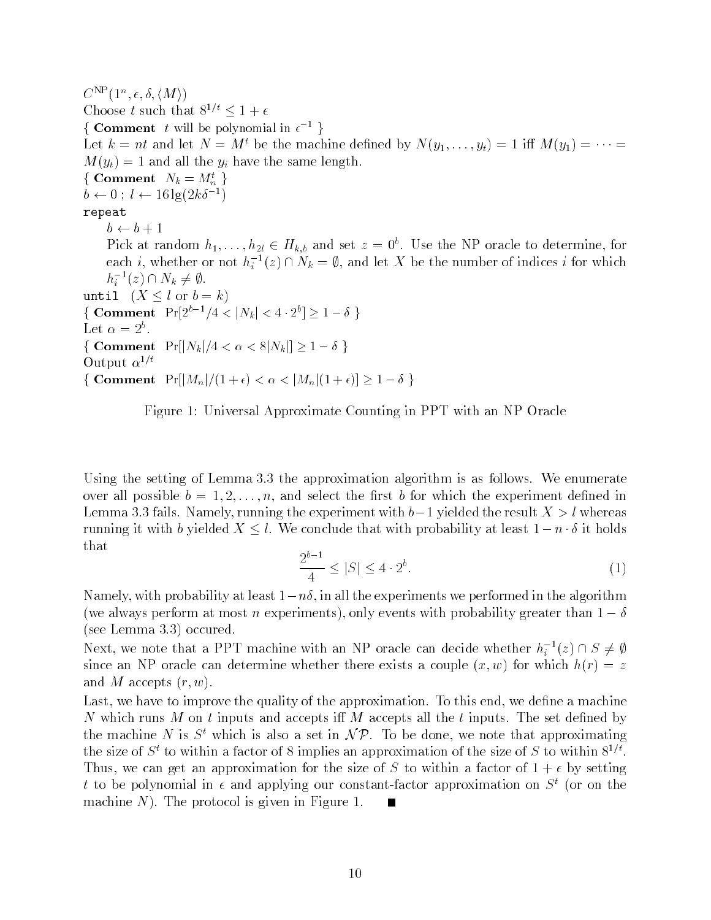$C^{\mathrm{NP}}(1^n, \epsilon, \delta, \langle M \rangle)$
Choose $t$ such that $8^{1/t} \le 1 + \epsilon$
{ **Comment** $t$ will be polynomial in $\epsilon^{-1}$ }
Let $k = nt$ and let $N = M^t$ be the machine defined by $N(y_1, \ldots, y_t) = 1$ iff $M(y_1) = \cdots = M(y_t) = 1$ and all the $y_i$ have the same length.
{ **Comment** $N_k = M_n^t$ }
$b \leftarrow 0$ ; $l \leftarrow 16 \lg(2k\delta^{-1})$
`repeat`
  $b \leftarrow b + 1$
  Pick at random $h_1, \ldots, h_{2l} \in H_{k,b}$ and set $z = 0^b$. Use the NP oracle to determine, for each $i$, whether or not $h_i^{-1}(z) \cap N_k = \emptyset$, and let $X$ be the number of indices $i$ for which $h_i^{-1}(z) \cap N_k \neq \emptyset$.
`until` $(X \le l$ or $b = k)$
{ **Comment** $\Pr[2^{b-1}/4 < |N_k| < 4 \cdot 2^b] \ge 1 - \delta$ }
Let $\alpha = 2^b$.
{ **Comment** $\Pr[|N_k|/4 < \alpha < 8|N_k|] \ge 1 - \delta$ }
Output $\alpha^{1/t}$
{ **Comment** $\Pr[|M_n|/(1+\epsilon) < \alpha < |M_n|(1+\epsilon)] \ge 1 - \delta$ }

Figure 1: Universal Approximate Counting in PPT with an NP Oracle

Using the setting of Lemma 3.3 the approximation algorithm is as follows. We enumerate over all possible $b = 1, 2, \ldots, n$, and select the first $b$ for which the experiment defined in Lemma 3.3 fails. Namely, running the experiment with $b-1$ yielded the result $X > l$ whereas running it with $b$ yielded $X \le l$. We conclude that with probability at least $1 - n \cdot \delta$ it holds that

$$\frac{2^{b-1}}{4} \le |S| \le 4 \cdot 2^b. \tag{1}$$

Namely, with probability at least $1 - n\delta$, in all the experiments we performed in the algorithm (we always perform at most $n$ experiments), only events with probability greater than $1 - \delta$ (see Lemma 3.3) occured.

Next, we note that a PPT machine with an NP oracle can decide whether $h_i^{-1}(z) \cap S \neq \emptyset$ since an NP oracle can determine whether there exists a couple $(x, w)$ for which $h(r) = z$ and $M$ accepts $(r, w)$.

Last, we have to improve the quality of the approximation. To this end, we define a machine $N$ which runs $M$ on $t$ inputs and accepts iff $M$ accepts all the $t$ inputs. The set defined by the machine $N$ is $S^t$ which is also a set in $\mathcal{NP}$. To be done, we note that approximating the size of $S^t$ to within a factor of 8 implies an approximation of the size of $S$ to within $8^{1/t}$. Thus, we can get an approximation for the size of $S$ to within a factor of $1 + \epsilon$ by setting $t$ to be polynomial in $\epsilon$ and applying our constant-factor approximation on $S^t$ (or on the machine $N$). The protocol is given in Figure 1. ∎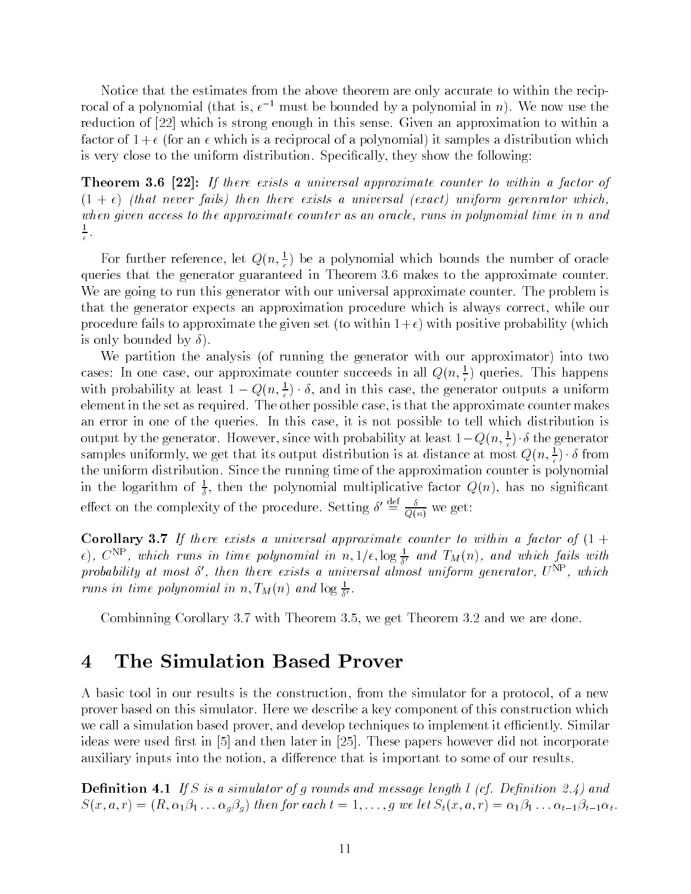Notice that the estimates from the above theorem are only accurate to within the reciprocal of a polynomial (that is, $\epsilon^{-1}$ must be bounded by a polynomial in $n$). We now use the reduction of [22] which is strong enough in this sense. Given an approximation to within a factor of $1+\epsilon$ (for an $\epsilon$ which is a reciprocal of a polynomial) it samples a distribution which is very close to the uniform distribution. Specifically, they show the following:

**Theorem 3.6 [22]:** *If there exists a universal approximate counter to within a factor of $(1+\epsilon)$ (that never fails) then there exists a universal (exact) uniform gerenrator which, when given access to the approximate counter as an oracle, runs in polynomial time in $n$ and $\frac{1}{\epsilon}$.*

For further reference, let $Q(n, \frac{1}{\epsilon})$ be a polynomial which bounds the number of oracle queries that the generator guaranteed in Theorem 3.6 makes to the approximate counter. We are going to run this generator with our universal approximate counter. The problem is that the generator expects an approximation procedure which is always correct, while our procedure fails to approximate the given set (to within $1+\epsilon$) with positive probability (which is only bounded by $\delta$).

We partition the analysis (of running the generator with our approximator) into two cases: In one case, our approximate counter succeeds in all $Q(n, \frac{1}{\epsilon})$ queries. This happens with probability at least $1 - Q(n, \frac{1}{\epsilon}) \cdot \delta$, and in this case, the generator outputs a uniform element in the set as required. The other possible case, is that the approximate counter makes an error in one of the queries. In this case, it is not possible to tell which distribution is output by the generator. However, since with probability at least $1 - Q(n, \frac{1}{\epsilon}) \cdot \delta$ the generator samples uniformly, we get that its output distribution is at distance at most $Q(n, \frac{1}{\epsilon}) \cdot \delta$ from the uniform distribution. Since the running time of the approximation counter is polynomial in the logarithm of $\frac{1}{\delta}$, then the polynomial multiplicative factor $Q(n)$, has no significant effect on the complexity of the procedure. Setting $\delta' \stackrel{\rm def}{=} \frac{\delta}{Q(n)}$ we get:

**Corollary 3.7** *If there exists a universal approximate counter to within a factor of $(1+\epsilon)$, $C^{\rm NP}$, which runs in time polynomial in $n, 1/\epsilon, \log \frac{1}{\delta'}$ and $T_M(n)$, and which fails with probability at most $\delta'$, then there exists a universal almost uniform generator, $U^{\rm NP}$, which runs in time polynomial in $n, T_M(n)$ and $\log \frac{1}{\delta'}$.*

Combinning Corollary 3.7 with Theorem 3.5, we get Theorem 3.2 and we are done.

# 4 The Simulation Based Prover

A basic tool in our results is the construction, from the simulator for a protocol, of a new prover based on this simulator. Here we describe a key component of this construction which we call a simulation based prover, and develop techniques to implement it efficiently. Similar ideas were used first in [5] and then later in [25]. These papers however did not incorporate auxiliary inputs into the notion, a difference that is important to some of our results.

**Definition 4.1** *If $S$ is a simulator of $g$ rounds and message length $l$ (cf. Definition 2.4) and $S(x, a, r) = (R, \alpha_1\beta_1 \ldots \alpha_g\beta_g)$ then for each $t = 1, \ldots, g$ we let $S_t(x, a, r) = \alpha_1\beta_1 \ldots \alpha_{t-1}\beta_{t-1}\alpha_t$.*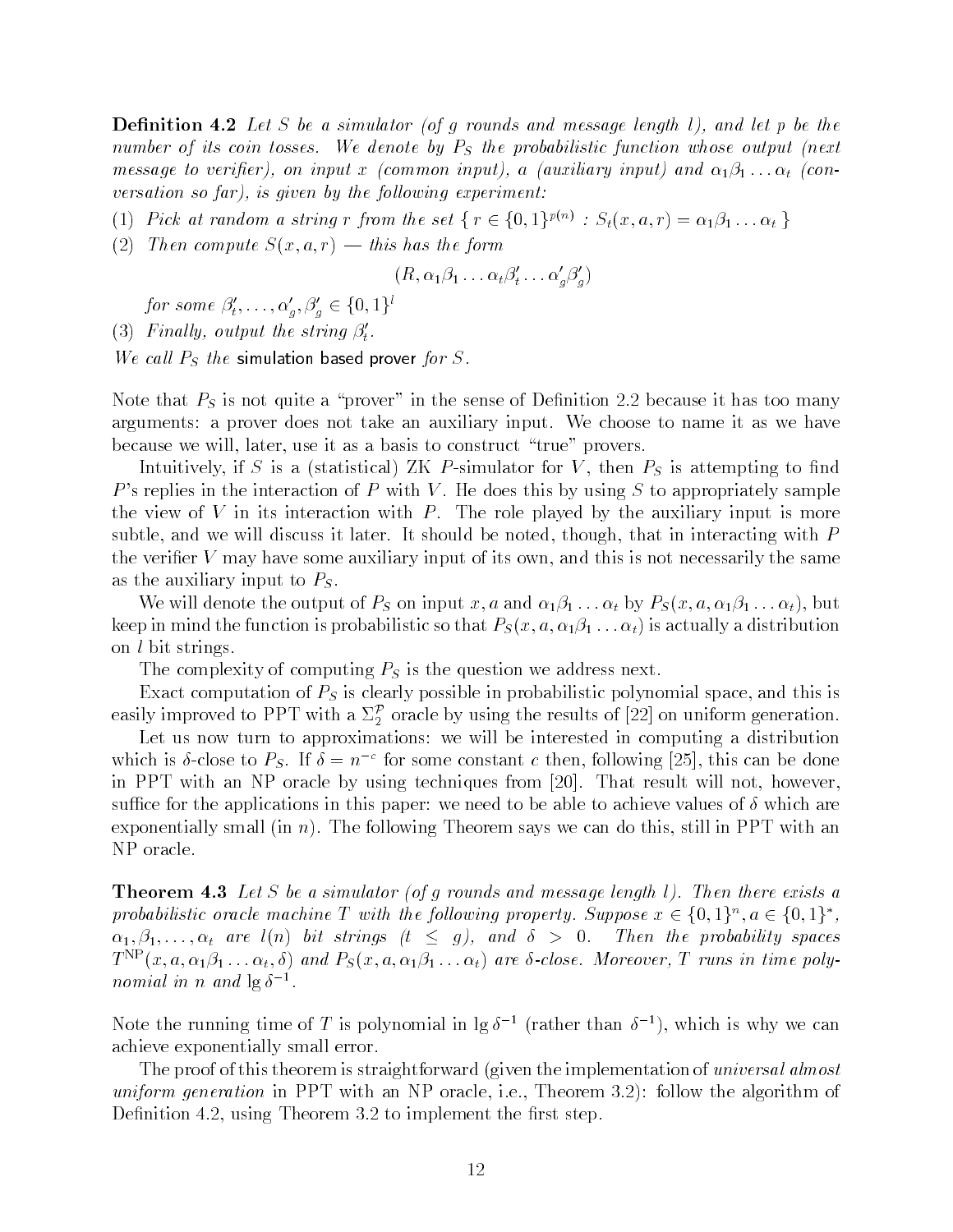**Definition 4.2** *Let $S$ be a simulator (of $g$ rounds and message length $l$), and let $p$ be the number of its coin tosses. We denote by $P_S$ the probabilistic function whose output (next message to verifier), on input $x$ (common input), $a$ (auxiliary input) and $\alpha_1\beta_1\ldots\alpha_t$ (conversation so far), is given by the following experiment:*

(1) *Pick at random a string $r$ from the set $\{ r \in \{0,1\}^{p(n)} : S_t(x,a,r) = \alpha_1\beta_1\ldots\alpha_t \}$*

(2) *Then compute $S(x,a,r)$ — this has the form*

$$(R, \alpha_1\beta_1\ldots\alpha_t\beta'_t\ldots\alpha'_g\beta'_g)$$

*for some $\beta'_t,\ldots,\alpha'_g,\beta'_g \in \{0,1\}^l$*

(3) *Finally, output the string $\beta'_t$.*

*We call $P_S$ the* simulation based prover *for $S$.*

Note that $P_S$ is not quite a "prover" in the sense of Definition 2.2 because it has too many arguments: a prover does not take an auxiliary input. We choose to name it as we have because we will, later, use it as a basis to construct "true" provers.

Intuitively, if $S$ is a (statistical) ZK $P$-simulator for $V$, then $P_S$ is attempting to find $P$'s replies in the interaction of $P$ with $V$. He does this by using $S$ to appropriately sample the view of $V$ in its interaction with $P$. The role played by the auxiliary input is more subtle, and we will discuss it later. It should be noted, though, that in interacting with $P$ the verifier $V$ may have some auxiliary input of its own, and this is not necessarily the same as the auxiliary input to $P_S$.

We will denote the output of $P_S$ on input $x,a$ and $\alpha_1\beta_1\ldots\alpha_t$ by $P_S(x,a,\alpha_1\beta_1\ldots\alpha_t)$, but keep in mind the function is probabilistic so that $P_S(x,a,\alpha_1\beta_1\ldots\alpha_t)$ is actually a distribution on $l$ bit strings.

The complexity of computing $P_S$ is the question we address next.

Exact computation of $P_S$ is clearly possible in probabilistic polynomial space, and this is easily improved to PPT with a $\Sigma_2^{\mathcal{P}}$ oracle by using the results of [22] on uniform generation.

Let us now turn to approximations: we will be interested in computing a distribution which is $\delta$-close to $P_S$. If $\delta = n^{-c}$ for some constant $c$ then, following [25], this can be done in PPT with an NP oracle by using techniques from [20]. That result will not, however, suffice for the applications in this paper: we need to be able to achieve values of $\delta$ which are exponentially small (in $n$). The following Theorem says we can do this, still in PPT with an NP oracle.

**Theorem 4.3** *Let $S$ be a simulator (of $g$ rounds and message length $l$). Then there exists a probabilistic oracle machine $T$ with the following property. Suppose $x \in \{0,1\}^n, a \in \{0,1\}^*$, $\alpha_1,\beta_1,\ldots,\alpha_t$ are $l(n)$ bit strings ($t \le g$), and $\delta > 0$. Then the probability spaces $T^{\mathrm{NP}}(x,a,\alpha_1\beta_1\ldots\alpha_t,\delta)$ and $P_S(x,a,\alpha_1\beta_1\ldots\alpha_t)$ are $\delta$-close. Moreover, $T$ runs in time polynomial in $n$ and $\lg \delta^{-1}$.*

Note the running time of $T$ is polynomial in $\lg \delta^{-1}$ (rather than $\delta^{-1}$), which is why we can achieve exponentially small error.

The proof of this theorem is straightforward (given the implementation of *universal almost uniform generation* in PPT with an NP oracle, i.e., Theorem 3.2): follow the algorithm of Definition 4.2, using Theorem 3.2 to implement the first step.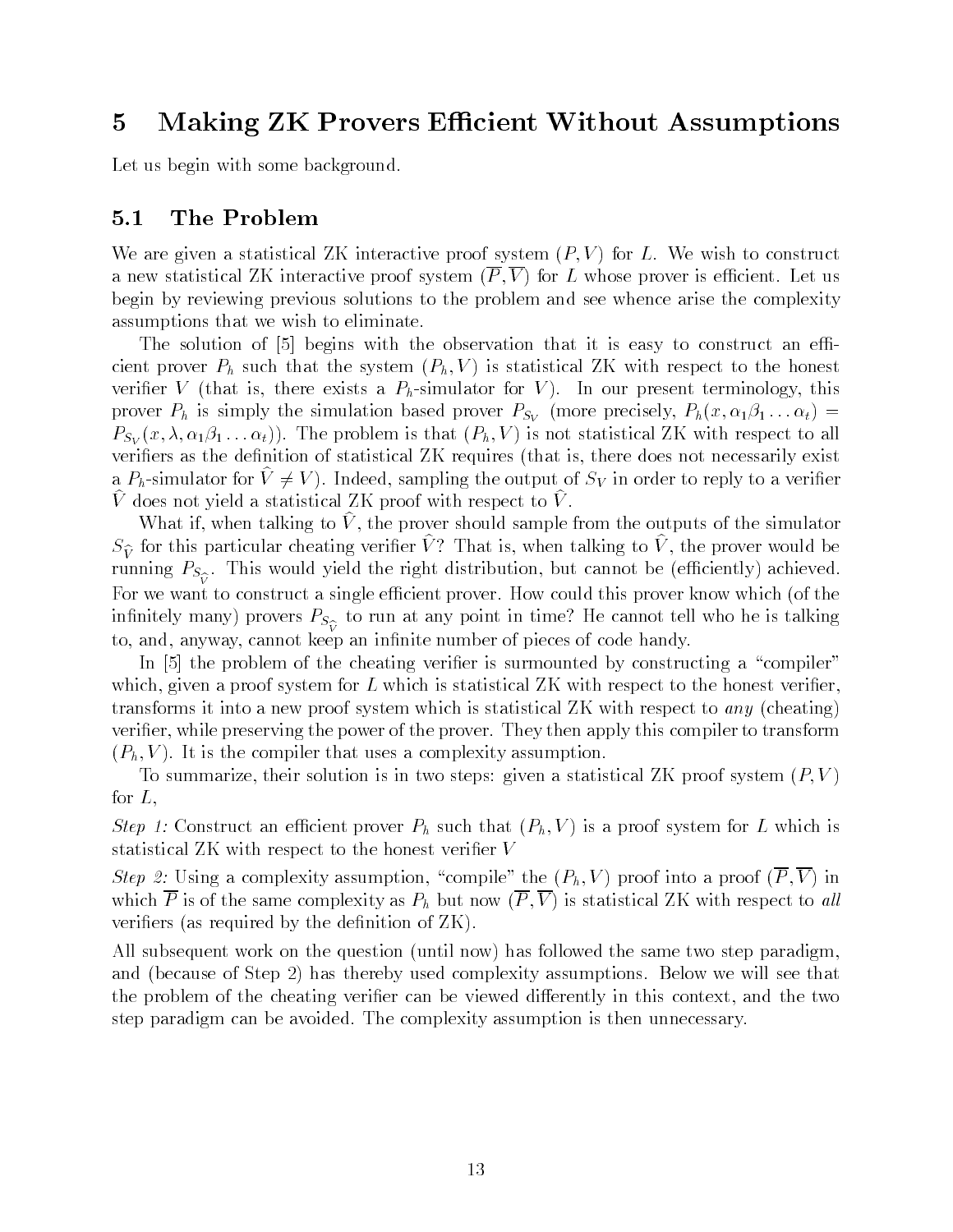# 5 Making ZK Provers Efficient Without Assumptions

Let us begin with some background.

## 5.1 The Problem

We are given a statistical ZK interactive proof system $(P, V)$ for $L$. We wish to construct a new statistical ZK interactive proof system $(\overline{P}, \overline{V})$ for $L$ whose prover is efficient. Let us begin by reviewing previous solutions to the problem and see whence arise the complexity assumptions that we wish to eliminate.

The solution of [5] begins with the observation that it is easy to construct an efficient prover $P_h$ such that the system $(P_h, V)$ is statistical ZK with respect to the honest verifier $V$ (that is, there exists a $P_h$-simulator for $V$). In our present terminology, this prover $P_h$ is simply the simulation based prover $P_{S_V}$ (more precisely, $P_h(x, \alpha_1\beta_1 \ldots \alpha_t) = P_{S_V}(x, \lambda, \alpha_1\beta_1 \ldots \alpha_t)$). The problem is that $(P_h, V)$ is not statistical ZK with respect to all verifiers as the definition of statistical ZK requires (that is, there does not necessarily exist a $P_h$-simulator for $\widehat{V} \neq V$). Indeed, sampling the output of $S_V$ in order to reply to a verifier $\widehat{V}$ does not yield a statistical ZK proof with respect to $\widehat{V}$.

What if, when talking to $\widehat{V}$, the prover should sample from the outputs of the simulator $S_{\widehat{V}}$ for this particular cheating verifier $\widehat{V}$? That is, when talking to $\widehat{V}$, the prover would be running $P_{S_{\widehat{V}}}$. This would yield the right distribution, but cannot be (efficiently) achieved. For we want to construct a single efficient prover. How could this prover know which (of the infinitely many) provers $P_{S_{\widehat{V}}}$ to run at any point in time? He cannot tell who he is talking to, and, anyway, cannot keep an infinite number of pieces of code handy.

In [5] the problem of the cheating verifier is surmounted by constructing a "compiler" which, given a proof system for $L$ which is statistical ZK with respect to the honest verifier, transforms it into a new proof system which is statistical ZK with respect to *any* (cheating) verifier, while preserving the power of the prover. They then apply this compiler to transform $(P_h, V)$. It is the compiler that uses a complexity assumption.

To summarize, their solution is in two steps: given a statistical ZK proof system $(P, V)$ for $L$,

*Step 1:* Construct an efficient prover $P_h$ such that $(P_h, V)$ is a proof system for $L$ which is statistical ZK with respect to the honest verifier $V$

*Step 2:* Using a complexity assumption, "compile" the $(P_h, V)$ proof into a proof $(\overline{P}, \overline{V})$ in which $\overline{P}$ is of the same complexity as $P_h$ but now $(\overline{P}, \overline{V})$ is statistical ZK with respect to *all* verifiers (as required by the definition of ZK).

All subsequent work on the question (until now) has followed the same two step paradigm, and (because of Step 2) has thereby used complexity assumptions. Below we will see that the problem of the cheating verifier can be viewed differently in this context, and the two step paradigm can be avoided. The complexity assumption is then unnecessary.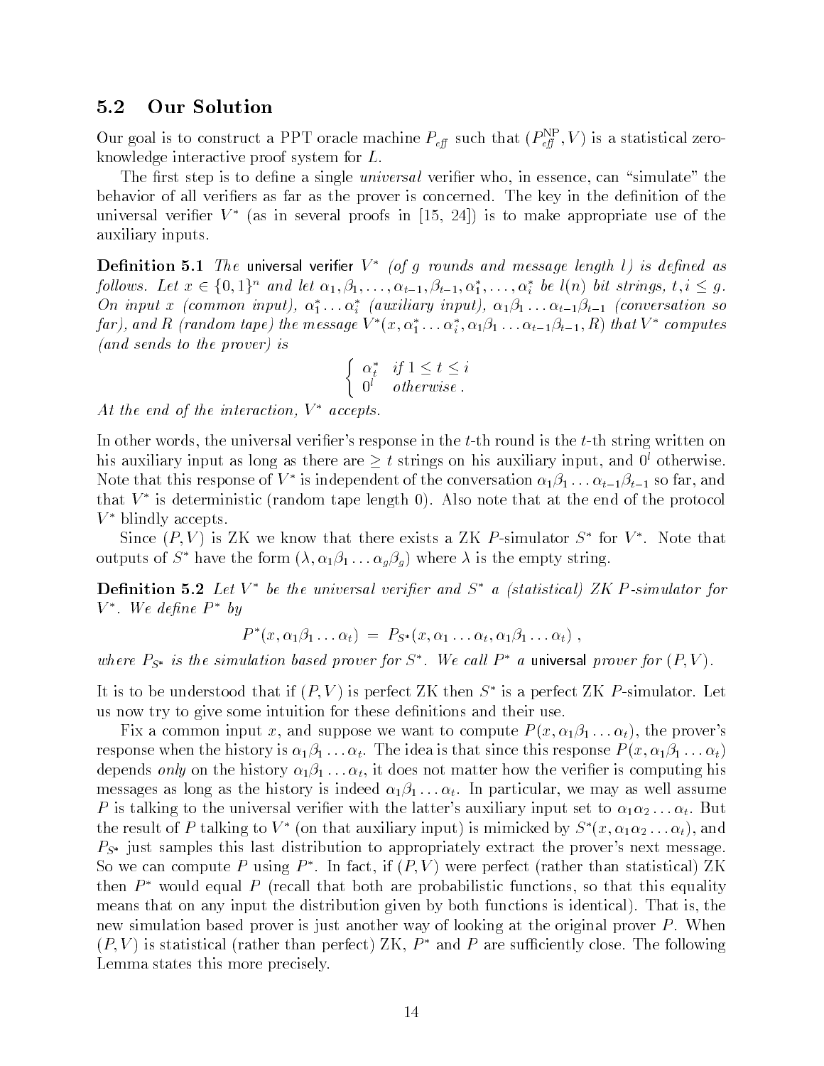## 5.2 Our Solution

Our goal is to construct a PPT oracle machine $P_{\mathit{eff}}$ such that $(P_{\mathit{eff}}^{\mathrm{NP}}, V)$ is a statistical zero-knowledge interactive proof system for $L$.

The first step is to define a single *universal* verifier who, in essence, can "simulate" the behavior of all verifiers as far as the prover is concerned. The key in the definition of the universal verifier $V^*$ (as in several proofs in [15, 24]) is to make appropriate use of the auxiliary inputs.

**Definition 5.1** *The* universal verifier $V^*$ *(of $g$ rounds and message length $l$) is defined as follows. Let $x \in \{0,1\}^n$ and let $\alpha_1, \beta_1, \ldots, \alpha_{t-1}, \beta_{t-1}, \alpha_1^*, \ldots, \alpha_i^*$ be $l(n)$ bit strings, $t, i \leq g$. On input $x$ (common input), $\alpha_1^* \ldots \alpha_i^*$ (auxiliary input), $\alpha_1\beta_1 \ldots \alpha_{t-1}\beta_{t-1}$ (conversation so far), and $R$ (random tape) the message $V^*(x, \alpha_1^* \ldots \alpha_i^*, \alpha_1\beta_1 \ldots \alpha_{t-1}\beta_{t-1}, R)$ that $V^*$ computes (and sends to the prover) is*

$$\begin{cases} \alpha_t^* & \text{if } 1 \leq t \leq i \\ 0^l & \text{otherwise .} \end{cases}$$

*At the end of the interaction, $V^*$ accepts.*

In other words, the universal verifier's response in the $t$-th round is the $t$-th string written on his auxiliary input as long as there are $\geq t$ strings on his auxiliary input, and $0^l$ otherwise. Note that this response of $V^*$ is independent of the conversation $\alpha_1\beta_1 \ldots \alpha_{t-1}\beta_{t-1}$ so far, and that $V^*$ is deterministic (random tape length 0). Also note that at the end of the protocol $V^*$ blindly accepts.

Since $(P, V)$ is ZK we know that there exists a ZK $P$-simulator $S^*$ for $V^*$. Note that outputs of $S^*$ have the form $(\lambda, \alpha_1\beta_1 \ldots \alpha_g\beta_g)$ where $\lambda$ is the empty string.

**Definition 5.2** *Let $V^*$ be the universal verifier and $S^*$ a (statistical) ZK $P$-simulator for $V^*$. We define $P^*$ by*

$$P^*(x, \alpha_1\beta_1 \ldots \alpha_t) \;=\; P_{S^*}(x, \alpha_1 \ldots \alpha_t, \alpha_1\beta_1 \ldots \alpha_t) \;,$$

*where $P_{S^*}$ is the simulation based prover for $S^*$. We call $P^*$ a* universal *prover for $(P, V)$.*

It is to be understood that if $(P, V)$ is perfect ZK then $S^*$ is a perfect ZK $P$-simulator. Let us now try to give some intuition for these definitions and their use.

Fix a common input $x$, and suppose we want to compute $P(x, \alpha_1\beta_1 \ldots \alpha_t)$, the prover's response when the history is $\alpha_1\beta_1 \ldots \alpha_t$. The idea is that since this response $P(x, \alpha_1\beta_1 \ldots \alpha_t)$ depends *only* on the history $\alpha_1\beta_1 \ldots \alpha_t$, it does not matter how the verifier is computing his messages as long as the history is indeed $\alpha_1\beta_1 \ldots \alpha_t$. In particular, we may as well assume $P$ is talking to the universal verifier with the latter's auxiliary input set to $\alpha_1\alpha_2 \ldots \alpha_t$. But the result of $P$ talking to $V^*$ (on that auxiliary input) is mimicked by $S^*(x, \alpha_1\alpha_2 \ldots \alpha_t)$, and $P_{S^*}$ just samples this last distribution to appropriately extract the prover's next message. So we can compute $P$ using $P^*$. In fact, if $(P, V)$ were perfect (rather than statistical) ZK then $P^*$ would equal $P$ (recall that both are probabilistic functions, so that this equality means that on any input the distribution given by both functions is identical). That is, the new simulation based prover is just another way of looking at the original prover $P$. When $(P, V)$ is statistical (rather than perfect) ZK, $P^*$ and $P$ are sufficiently close. The following Lemma states this more precisely.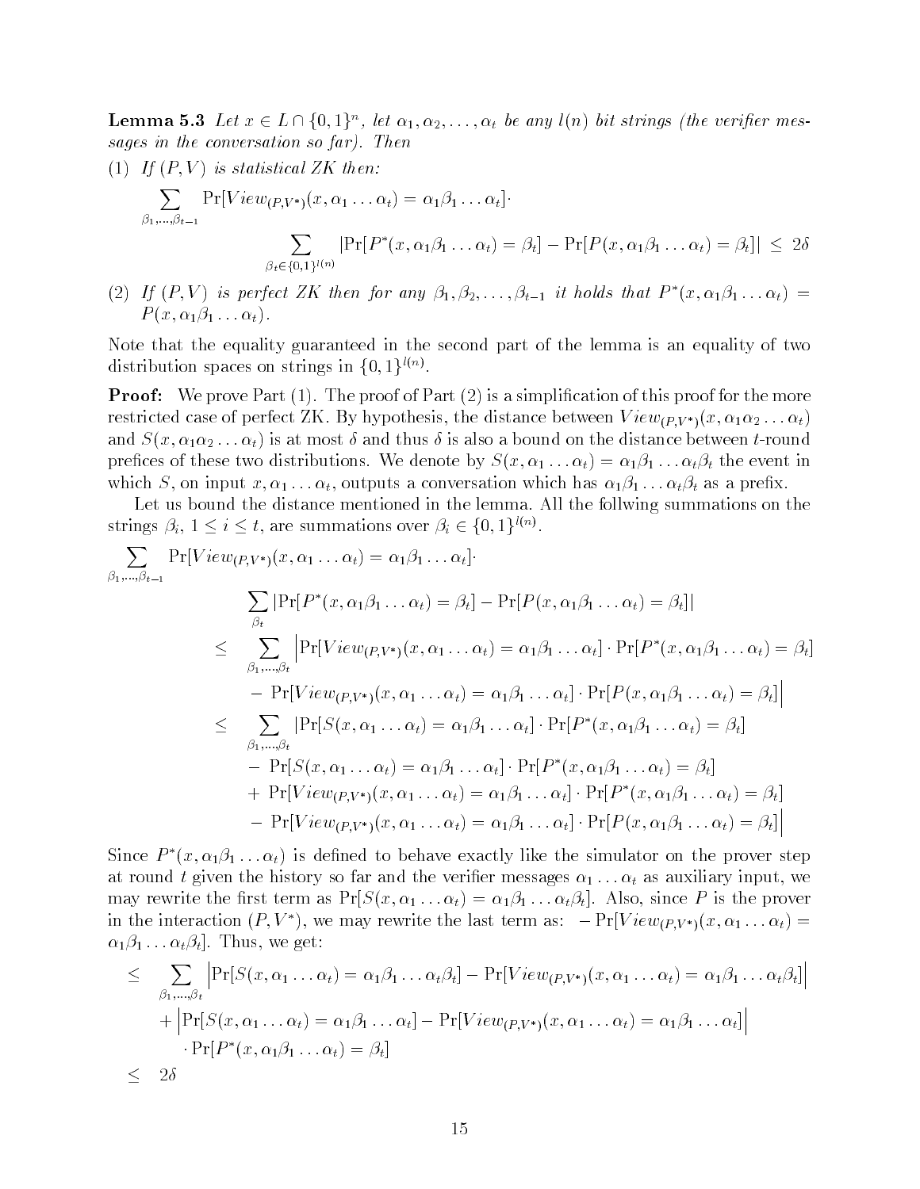**Lemma 5.3** *Let $x \in L \cap \{0,1\}^n$, let $\alpha_1, \alpha_2, \ldots, \alpha_t$ be any $l(n)$ bit strings (the verifier messages in the conversation so far). Then*

(1) *If $(P, V)$ is statistical ZK then:*

$$\sum_{\beta_1,\ldots,\beta_{t-1}} \Pr[View_{(P,V^*)}(x, \alpha_1 \ldots \alpha_t) = \alpha_1\beta_1 \ldots \alpha_t] \cdot \sum_{\beta_t \in \{0,1\}^{l(n)}} |\Pr[P^*(x, \alpha_1\beta_1 \ldots \alpha_t) = \beta_t] - \Pr[P(x, \alpha_1\beta_1 \ldots \alpha_t) = \beta_t]| \leq 2\delta$$

(2) *If $(P, V)$ is perfect ZK then for any $\beta_1, \beta_2, \ldots, \beta_{t-1}$ it holds that $P^*(x, \alpha_1\beta_1 \ldots \alpha_t) = P(x, \alpha_1\beta_1 \ldots \alpha_t)$.*

Note that the equality guaranteed in the second part of the lemma is an equality of two distribution spaces on strings in $\{0,1\}^{l(n)}$.

**Proof:** We prove Part (1). The proof of Part (2) is a simplification of this proof for the more restricted case of perfect ZK. By hypothesis, the distance between $View_{(P,V^*)}(x, \alpha_1\alpha_2 \ldots \alpha_t)$ and $S(x, \alpha_1\alpha_2 \ldots \alpha_t)$ is at most $\delta$ and thus $\delta$ is also a bound on the distance between $t$-round prefices of these two distributions. We denote by $S(x, \alpha_1 \ldots \alpha_t) = \alpha_1\beta_1 \ldots \alpha_t\beta_t$ the event in which $S$, on input $x, \alpha_1 \ldots \alpha_t$, outputs a conversation which has $\alpha_1\beta_1 \ldots \alpha_t\beta_t$ as a prefix.

Let us bound the distance mentioned in the lemma. All the follwing summations on the strings $\beta_i$, $1 \leq i \leq t$, are summations over $\beta_i \in \{0,1\}^{l(n)}$.

$$\begin{aligned}
&\sum_{\beta_1,\ldots,\beta_{t-1}} \Pr[View_{(P,V^*)}(x, \alpha_1 \ldots \alpha_t) = \alpha_1\beta_1 \ldots \alpha_t] \cdot \\
&\qquad \sum_{\beta_t} |\Pr[P^*(x, \alpha_1\beta_1 \ldots \alpha_t) = \beta_t] - \Pr[P(x, \alpha_1\beta_1 \ldots \alpha_t) = \beta_t]| \\
&\leq \sum_{\beta_1,\ldots,\beta_t} \Big| \Pr[View_{(P,V^*)}(x, \alpha_1 \ldots \alpha_t) = \alpha_1\beta_1 \ldots \alpha_t] \cdot \Pr[P^*(x, \alpha_1\beta_1 \ldots \alpha_t) = \beta_t] \\
&\qquad - \Pr[View_{(P,V^*)}(x, \alpha_1 \ldots \alpha_t) = \alpha_1\beta_1 \ldots \alpha_t] \cdot \Pr[P(x, \alpha_1\beta_1 \ldots \alpha_t) = \beta_t] \Big| \\
&\leq \sum_{\beta_1,\ldots,\beta_t} \big| \Pr[S(x, \alpha_1 \ldots \alpha_t) = \alpha_1\beta_1 \ldots \alpha_t] \cdot \Pr[P^*(x, \alpha_1\beta_1 \ldots \alpha_t) = \beta_t] \\
&\qquad - \Pr[S(x, \alpha_1 \ldots \alpha_t) = \alpha_1\beta_1 \ldots \alpha_t] \cdot \Pr[P^*(x, \alpha_1\beta_1 \ldots \alpha_t) = \beta_t] \\
&\qquad + \Pr[View_{(P,V^*)}(x, \alpha_1 \ldots \alpha_t) = \alpha_1\beta_1 \ldots \alpha_t] \cdot \Pr[P^*(x, \alpha_1\beta_1 \ldots \alpha_t) = \beta_t] \\
&\qquad - \Pr[View_{(P,V^*)}(x, \alpha_1 \ldots \alpha_t) = \alpha_1\beta_1 \ldots \alpha_t] \cdot \Pr[P(x, \alpha_1\beta_1 \ldots \alpha_t) = \beta_t] \Big|
\end{aligned}$$

Since $P^*(x, \alpha_1\beta_1 \ldots \alpha_t)$ is defined to behave exactly like the simulator on the prover step at round $t$ given the history so far and the verifier messages $\alpha_1 \ldots \alpha_t$ as auxiliary input, we may rewrite the first term as $\Pr[S(x, \alpha_1 \ldots \alpha_t) = \alpha_1\beta_1 \ldots \alpha_t\beta_t]$. Also, since $P$ is the prover in the interaction $(P, V^*)$, we may rewrite the last term as: $-\Pr[View_{(P,V^*)}(x, \alpha_1 \ldots \alpha_t) = \alpha_1\beta_1 \ldots \alpha_t\beta_t]$. Thus, we get:

$$\begin{aligned}
&\leq \sum_{\beta_1,\ldots,\beta_t} \Big| \Pr[S(x, \alpha_1 \ldots \alpha_t) = \alpha_1\beta_1 \ldots \alpha_t\beta_t] - \Pr[View_{(P,V^*)}(x, \alpha_1 \ldots \alpha_t) = \alpha_1\beta_1 \ldots \alpha_t\beta_t] \Big| \\
&\qquad + \Big| \Pr[S(x, \alpha_1 \ldots \alpha_t) = \alpha_1\beta_1 \ldots \alpha_t] - \Pr[View_{(P,V^*)}(x, \alpha_1 \ldots \alpha_t) = \alpha_1\beta_1 \ldots \alpha_t] \Big| \\
&\qquad\quad \cdot \Pr[P^*(x, \alpha_1\beta_1 \ldots \alpha_t) = \beta_t] \\
&\leq 2\delta
\end{aligned}$$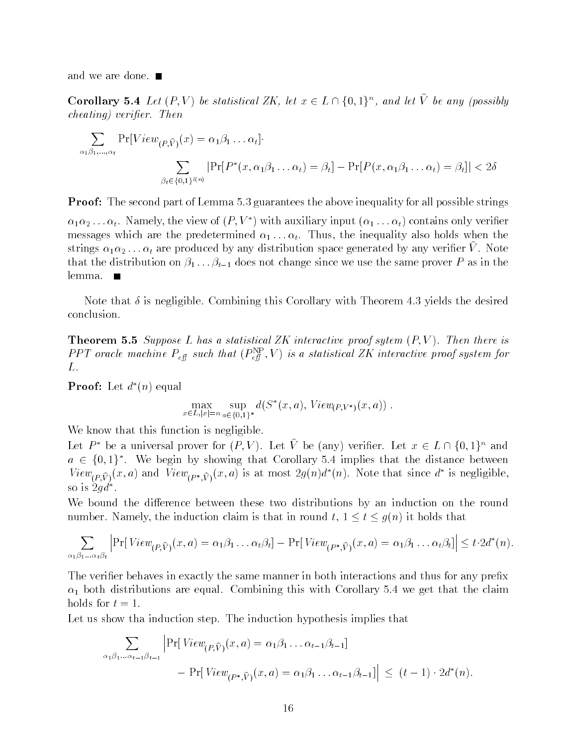and we are done. ■

**Corollary 5.4** *Let $(P, V)$ be statistical ZK, let $x \in L \cap \{0,1\}^n$, and let $\widehat{V}$ be any (possibly cheating) verifier. Then*

$$\sum_{\alpha_1\beta_1,\ldots,\alpha_t} \Pr[View_{(P,\widehat{V})}(x) = \alpha_1\beta_1\ldots\alpha_t] \cdot \sum_{\beta_t \in \{0,1\}^{l(n)}} |\Pr[P^*(x, \alpha_1\beta_1\ldots\alpha_t) = \beta_t] - \Pr[P(x, \alpha_1\beta_1\ldots\alpha_t) = \beta_t]| < 2\delta$$

**Proof:** The second part of Lemma 5.3 guarantees the above inequality for all possible strings $\alpha_1\alpha_2\ldots\alpha_t$. Namely, the view of $(P, V^*)$ with auxiliary input $(\alpha_1\ldots\alpha_t)$ contains only verifier messages which are the predetermined $\alpha_1\ldots\alpha_t$. Thus, the inequality also holds when the strings $\alpha_1\alpha_2\ldots\alpha_t$ are produced by any distribution space generated by any verifier $\widehat{V}$. Note that the distribution on $\beta_1\ldots\beta_{t-1}$ does not change since we use the same prover $P$ as in the lemma. ■

Note that $\delta$ is negligible. Combining this Corollary with Theorem 4.3 yields the desired conclusion.

**Theorem 5.5** *Suppose $L$ has a statistical ZK interactive proof sytem $(P, V)$. Then there is PPT oracle machine $P_{eff}$ such that $(P_{eff}^{\mathrm{NP}}, V)$ is a statistical ZK interactive proof system for $L$.*

**Proof:** Let $d^*(n)$ equal

$$\max_{x \in L, |x|=n} \sup_{a \in \{0,1\}^*} d(S^*(x,a), View_{(P,V^*)}(x,a)) .$$

We know that this function is negligible.
Let $P^*$ be a universal prover for $(P, V)$. Let $\hat{V}$ be (any) verifier. Let $x \in L \cap \{0,1\}^n$ and $a \in \{0,1\}^*$. We begin by showing that Corollary 5.4 implies that the distance between $View_{(P,\widehat{V})}(x,a)$ and $View_{(P^*,\widehat{V})}(x,a)$ is at most $2g(n)d^*(n)$. Note that since $d^*$ is negligible, so is $2gd^*$.
We bound the difference between these two distributions by an induction on the round number. Namely, the induction claim is that in round $t$, $1 \le t \le g(n)$ it holds that

$$\sum_{\alpha_1\beta_1\ldots\alpha_t\beta_t} \left|\Pr[View_{(P,\widehat{V})}(x,a) = \alpha_1\beta_1\ldots\alpha_t\beta_t] - \Pr[View_{(P^*,\widehat{V})}(x,a) = \alpha_1\beta_1\ldots\alpha_t\beta_t]\right| \le t \cdot 2d^*(n).$$

The verifier behaves in exactly the same manner in both interactions and thus for any prefix $\alpha_1$ both distributions are equal. Combining this with Corollary 5.4 we get that the claim holds for $t = 1$.
Let us show tha induction step. The induction hypothesis implies that

$$\sum_{\alpha_1\beta_1\ldots\alpha_{t-1}\beta_{t-1}} \Big|\Pr[View_{(P,\widehat{V})}(x,a) = \alpha_1\beta_1\ldots\alpha_{t-1}\beta_{t-1}] - \Pr[View_{(P^*,\widehat{V})}(x,a) = \alpha_1\beta_1\ldots\alpha_{t-1}\beta_{t-1}]\Big| \le (t-1) \cdot 2d^*(n).$$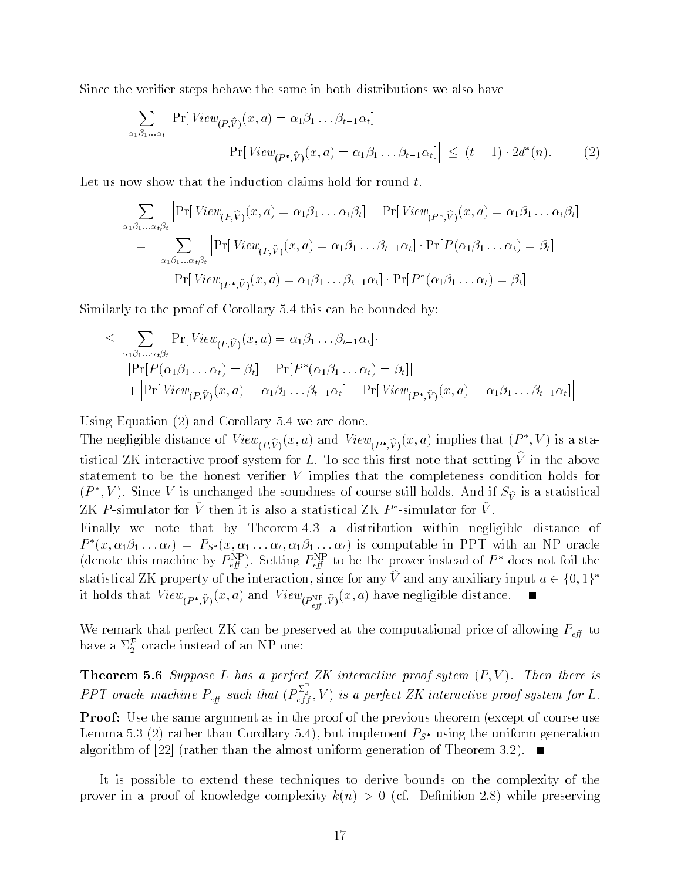Since the verifier steps behave the same in both distributions we also have

$$\sum_{\alpha_1\beta_1\ldots\alpha_t} \Big| \Pr[\, View_{(P,\widehat{V})}(x,a) = \alpha_1\beta_1\ldots\beta_{t-1}\alpha_t] \\ - \Pr[\, View_{(P^*,\widehat{V})}(x,a) = \alpha_1\beta_1\ldots\beta_{t-1}\alpha_t] \Big| \;\le\; (t-1)\cdot 2d^*(n). \qquad (2)$$

Let us now show that the induction claims hold for round $t$.

$$\sum_{\alpha_1\beta_1\ldots\alpha_t\beta_t} \Big| \Pr[\, View_{(P,\widehat{V})}(x,a) = \alpha_1\beta_1\ldots\alpha_t\beta_t] - \Pr[\, View_{(P^*,\widehat{V})}(x,a) = \alpha_1\beta_1\ldots\alpha_t\beta_t] \Big|$$

$$= \sum_{\alpha_1\beta_1\ldots\alpha_t\beta_t} \Big| \Pr[\, View_{(P,\widehat{V})}(x,a) = \alpha_1\beta_1\ldots\beta_{t-1}\alpha_t]\cdot \Pr[P(\alpha_1\beta_1\ldots\alpha_t)=\beta_t] \\ - \Pr[\, View_{(P^*,\widehat{V})}(x,a) = \alpha_1\beta_1\ldots\beta_{t-1}\alpha_t]\cdot \Pr[P^*(\alpha_1\beta_1\ldots\alpha_t)=\beta_t] \Big|$$

Similarly to the proof of Corollary 5.4 this can be bounded by:

$$\le \sum_{\alpha_1\beta_1\ldots\alpha_t\beta_t} \Pr[\, View_{(P,\widehat{V})}(x,a) = \alpha_1\beta_1\ldots\beta_{t-1}\alpha_t]\cdot \\ |\Pr[P(\alpha_1\beta_1\ldots\alpha_t)=\beta_t] - \Pr[P^*(\alpha_1\beta_1\ldots\alpha_t)=\beta_t]| \\ + \Big|\Pr[\, View_{(P,\widehat{V})}(x,a) = \alpha_1\beta_1\ldots\beta_{t-1}\alpha_t] - \Pr[\, View_{(P^*,\widehat{V})}(x,a) = \alpha_1\beta_1\ldots\beta_{t-1}\alpha_t]\Big|$$

Using Equation (2) and Corollary 5.4 we are done.

The negligible distance of $View_{(P,\widehat{V})}(x,a)$ and $View_{(P^*,\widehat{V})}(x,a)$ implies that $(P^*,V)$ is a statistical ZK interactive proof system for $L$. To see this first note that setting $\widehat{V}$ in the above statement to be the honest verifier $V$ implies that the completeness condition holds for $(P^*,V)$. Since $V$ is unchanged the soundness of course still holds. And if $S_{\widehat{V}}$ is a statistical ZK $P$-simulator for $\widehat{V}$ then it is also a statistical ZK $P^*$-simulator for $\widehat{V}$.

Finally we note that by Theorem 4.3 a distribution within negligible distance of $P^*(x,\alpha_1\beta_1\ldots\alpha_t) = P_{S^*}(x,\alpha_1\ldots\alpha_t,\alpha_1\beta_1\ldots\alpha_t)$ is computable in PPT with an NP oracle (denote this machine by $P_{\mathit{eff}}^{\mathrm{NP}}$). Setting $P_{\mathit{eff}}^{\mathrm{NP}}$ to be the prover instead of $P^*$ does not foil the statistical ZK property of the interaction, since for any $\widehat{V}$ and any auxiliary input $a\in\{0,1\}^*$ it holds that $View_{(P^*,\widehat{V})}(x,a)$ and $View_{(P_{\mathit{eff}}^{\mathrm{NP}},\widehat{V})}(x,a)$ have negligible distance. ■

We remark that perfect ZK can be preserved at the computational price of allowing $P_{\mathit{eff}}$ to have a $\Sigma_2^{\mathcal{P}}$ oracle instead of an NP one:

**Theorem 5.6** *Suppose $L$ has a perfect ZK interactive proof sytem $(P,V)$. Then there is PPT oracle machine $P_{\mathit{eff}}$ such that $(P_{\mathit{eff}}^{\Sigma_2^{\mathrm{P}}},V)$ is a perfect ZK interactive proof system for $L$.*

**Proof:** Use the same argument as in the proof of the previous theorem (except of course use Lemma 5.3 (2) rather than Corollary 5.4), but implement $P_{S^*}$ using the uniform generation algorithm of [22] (rather than the almost uniform generation of Theorem 3.2). ■

It is possible to extend these techniques to derive bounds on the complexity of the prover in a proof of knowledge complexity $k(n) > 0$ (cf. Definition 2.8) while preserving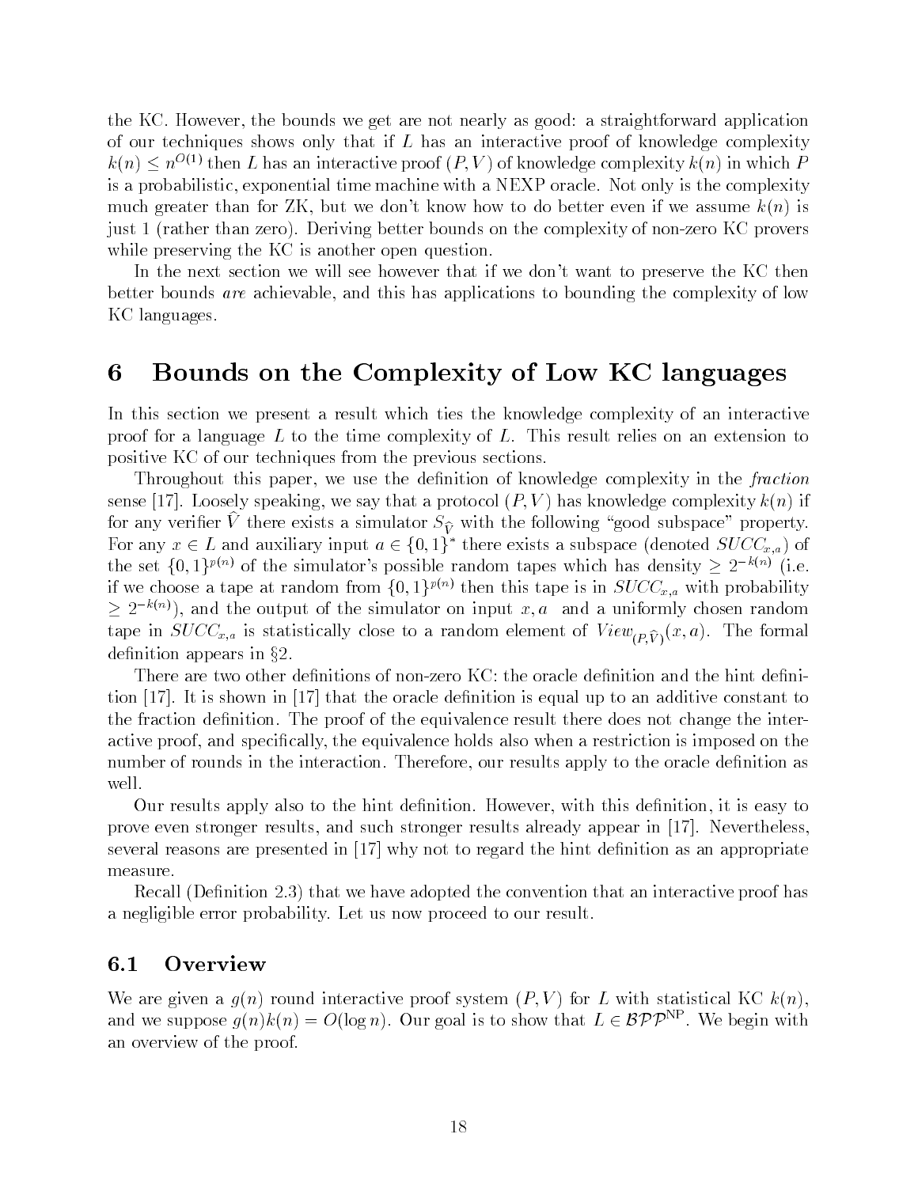the KC. However, the bounds we get are not nearly as good: a straightforward application of our techniques shows only that if $L$ has an interactive proof of knowledge complexity $k(n) \leq n^{O(1)}$ then $L$ has an interactive proof $(P, V)$ of knowledge complexity $k(n)$ in which $P$ is a probabilistic, exponential time machine with a NEXP oracle. Not only is the complexity much greater than for ZK, but we don't know how to do better even if we assume $k(n)$ is just 1 (rather than zero). Deriving better bounds on the complexity of non-zero KC provers while preserving the KC is another open question.

In the next section we will see however that if we don't want to preserve the KC then better bounds *are* achievable, and this has applications to bounding the complexity of low KC languages.

# 6 Bounds on the Complexity of Low KC languages

In this section we present a result which ties the knowledge complexity of an interactive proof for a language $L$ to the time complexity of $L$. This result relies on an extension to positive KC of our techniques from the previous sections.

Throughout this paper, we use the definition of knowledge complexity in the *fraction* sense [17]. Loosely speaking, we say that a protocol $(P, V)$ has knowledge complexity $k(n)$ if for any verifier $\hat{V}$ there exists a simulator $S_{\hat{V}}$ with the following "good subspace" property. For any $x \in L$ and auxiliary input $a \in \{0,1\}^*$ there exists a subspace (denoted $SUCC_{x,a}$) of the set $\{0,1\}^{p(n)}$ of the simulator's possible random tapes which has density $\geq 2^{-k(n)}$ (i.e. if we choose a tape at random from $\{0,1\}^{p(n)}$ then this tape is in $SUCC_{x,a}$ with probability $\geq 2^{-k(n)}$), and the output of the simulator on input $x, a$ and a uniformly chosen random tape in $SUCC_{x,a}$ is statistically close to a random element of $View_{(P,\hat{V})}(x, a)$. The formal definition appears in §2.

There are two other definitions of non-zero KC: the oracle definition and the hint definition [17]. It is shown in [17] that the oracle definition is equal up to an additive constant to the fraction definition. The proof of the equivalence result there does not change the interactive proof, and specifically, the equivalence holds also when a restriction is imposed on the number of rounds in the interaction. Therefore, our results apply to the oracle definition as well.

Our results apply also to the hint definition. However, with this definition, it is easy to prove even stronger results, and such stronger results already appear in [17]. Nevertheless, several reasons are presented in [17] why not to regard the hint definition as an appropriate measure.

Recall (Definition 2.3) that we have adopted the convention that an interactive proof has a negligible error probability. Let us now proceed to our result.

## 6.1 Overview

We are given a $g(n)$ round interactive proof system $(P, V)$ for $L$ with statistical KC $k(n)$, and we suppose $g(n)k(n) = O(\log n)$. Our goal is to show that $L \in \mathcal{BPP}^{\rm NP}$. We begin with an overview of the proof.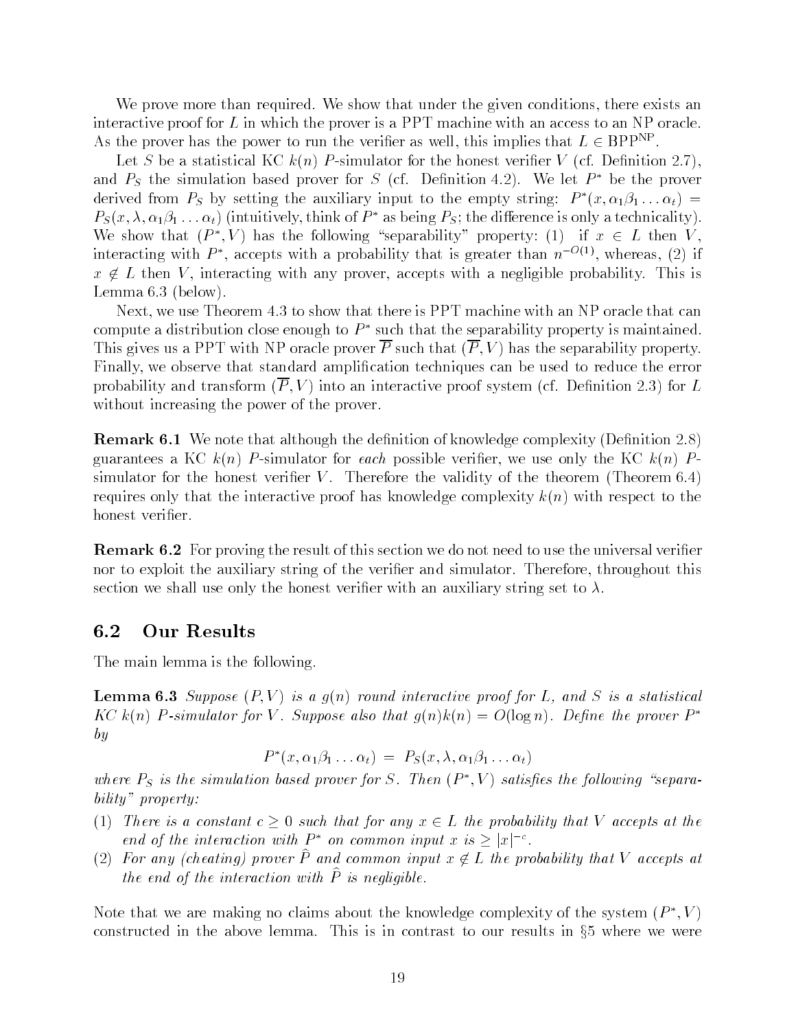We prove more than required. We show that under the given conditions, there exists an interactive proof for $L$ in which the prover is a PPT machine with an access to an NP oracle. As the prover has the power to run the verifier as well, this implies that $L \in \text{BPP}^{\text{NP}}$.

Let $S$ be a statistical KC $k(n)$ $P$-simulator for the honest verifier $V$ (cf. Definition 2.7), and $P_S$ the simulation based prover for $S$ (cf. Definition 4.2). We let $P^*$ be the prover derived from $P_S$ by setting the auxiliary input to the empty string: $P^*(x, \alpha_1\beta_1 \ldots \alpha_t) = P_S(x, \lambda, \alpha_1\beta_1 \ldots \alpha_t)$ (intuitively, think of $P^*$ as being $P_S$; the difference is only a technicality). We show that $(P^*, V)$ has the following "separability" property: (1) if $x \in L$ then $V$, interacting with $P^*$, accepts with a probability that is greater than $n^{-O(1)}$, whereas, (2) if $x \notin L$ then $V$, interacting with any prover, accepts with a negligible probability. This is Lemma 6.3 (below).

Next, we use Theorem 4.3 to show that there is PPT machine with an NP oracle that can compute a distribution close enough to $P^*$ such that the separability property is maintained. This gives us a PPT with NP oracle prover $\overline{P}$ such that $(\overline{P}, V)$ has the separability property. Finally, we observe that standard amplification techniques can be used to reduce the error probability and transform $(\overline{P}, V)$ into an interactive proof system (cf. Definition 2.3) for $L$ without increasing the power of the prover.

**Remark 6.1** We note that although the definition of knowledge complexity (Definition 2.8) guarantees a KC $k(n)$ $P$-simulator for *each* possible verifier, we use only the KC $k(n)$ $P$-simulator for the honest verifier $V$. Therefore the validity of the theorem (Theorem 6.4) requires only that the interactive proof has knowledge complexity $k(n)$ with respect to the honest verifier.

**Remark 6.2** For proving the result of this section we do not need to use the universal verifier nor to exploit the auxiliary string of the verifier and simulator. Therefore, throughout this section we shall use only the honest verifier with an auxiliary string set to $\lambda$.

## 6.2 Our Results

The main lemma is the following.

**Lemma 6.3** *Suppose $(P, V)$ is a $g(n)$ round interactive proof for $L$, and $S$ is a statistical KC $k(n)$ $P$-simulator for $V$. Suppose also that $g(n)k(n) = O(\log n)$. Define the prover $P^*$ by*

$$P^*(x, \alpha_1\beta_1 \ldots \alpha_t) = P_S(x, \lambda, \alpha_1\beta_1 \ldots \alpha_t)$$

*where $P_S$ is the simulation based prover for $S$. Then $(P^*, V)$ satisfies the following "separability" property:*

(1) *There is a constant $c \geq 0$ such that for any $x \in L$ the probability that $V$ accepts at the end of the interaction with $P^*$ on common input $x$ is $\geq |x|^{-c}$.*
(2) *For any (cheating) prover $\widehat{P}$ and common input $x \notin L$ the probability that $V$ accepts at the end of the interaction with $\widehat{P}$ is negligible.*

Note that we are making no claims about the knowledge complexity of the system $(P^*, V)$ constructed in the above lemma. This is in contrast to our results in §5 where we were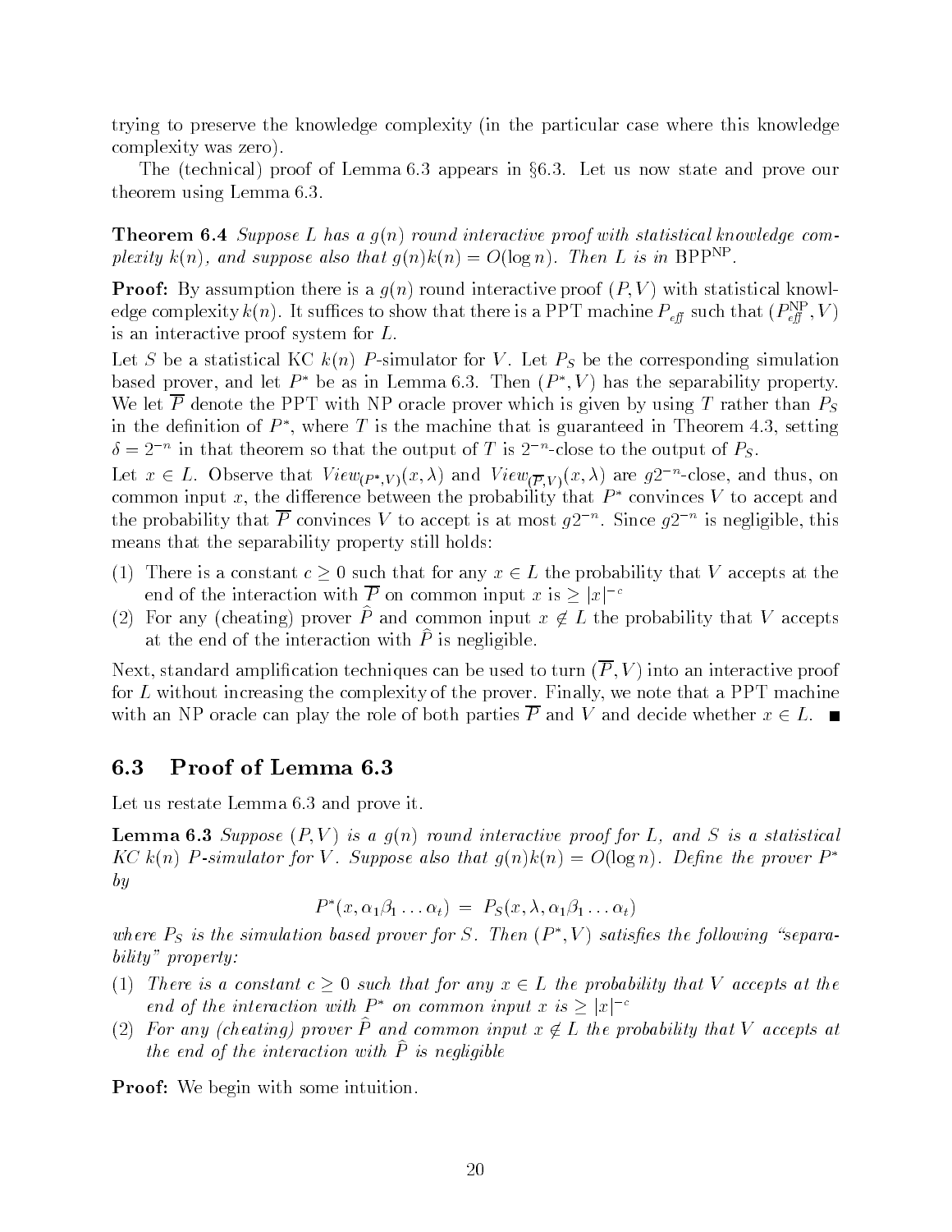trying to preserve the knowledge complexity (in the particular case where this knowledge complexity was zero).

The (technical) proof of Lemma 6.3 appears in §6.3. Let us now state and prove our theorem using Lemma 6.3.

**Theorem 6.4** *Suppose $L$ has a $g(n)$ round interactive proof with statistical knowledge complexity $k(n)$, and suppose also that $g(n)k(n) = O(\log n)$. Then $L$ is in $\mathrm{BPP}^{\mathrm{NP}}$.*

**Proof:** By assumption there is a $g(n)$ round interactive proof $(P, V)$ with statistical knowledge complexity $k(n)$. It suffices to show that there is a PPT machine $P_{\mathit{eff}}$ such that $(P_{\mathit{eff}}^{\mathrm{NP}}, V)$ is an interactive proof system for $L$.

Let $S$ be a statistical KC $k(n)$ $P$-simulator for $V$. Let $P_S$ be the corresponding simulation based prover, and let $P^*$ be as in Lemma 6.3. Then $(P^*, V)$ has the separability property. We let $\overline{P}$ denote the PPT with NP oracle prover which is given by using $T$ rather than $P_S$ in the definition of $P^*$, where $T$ is the machine that is guaranteed in Theorem 4.3, setting $\delta = 2^{-n}$ in that theorem so that the output of $T$ is $2^{-n}$-close to the output of $P_S$.

Let $x \in L$. Observe that $\mathit{View}_{(P^*,V)}(x, \lambda)$ and $\mathit{View}_{(\overline{P},V)}(x, \lambda)$ are $g2^{-n}$-close, and thus, on common input $x$, the difference between the probability that $P^*$ convinces $V$ to accept and the probability that $\overline{P}$ convinces $V$ to accept is at most $g2^{-n}$. Since $g2^{-n}$ is negligible, this means that the separability property still holds:

(1) There is a constant $c \geq 0$ such that for any $x \in L$ the probability that $V$ accepts at the end of the interaction with $\overline{P}$ on common input $x$ is $\geq |x|^{-c}$

(2) For any (cheating) prover $\widehat{P}$ and common input $x \notin L$ the probability that $V$ accepts at the end of the interaction with $\widehat{P}$ is negligible.

Next, standard amplification techniques can be used to turn $(\overline{P}, V)$ into an interactive proof for $L$ without increasing the complexity of the prover. Finally, we note that a PPT machine with an NP oracle can play the role of both parties $\overline{P}$ and $V$ and decide whether $x \in L$. ■

## 6.3 Proof of Lemma 6.3

Let us restate Lemma 6.3 and prove it.

**Lemma 6.3** *Suppose $(P, V)$ is a $g(n)$ round interactive proof for $L$, and $S$ is a statistical KC $k(n)$ $P$-simulator for $V$. Suppose also that $g(n)k(n) = O(\log n)$. Define the prover $P^*$ by*

$$P^*(x, \alpha_1\beta_1 \ldots \alpha_t) = P_S(x, \lambda, \alpha_1\beta_1 \ldots \alpha_t)$$

*where $P_S$ is the simulation based prover for $S$. Then $(P^*, V)$ satisfies the following "separability" property:*

(1) *There is a constant $c \geq 0$ such that for any $x \in L$ the probability that $V$ accepts at the end of the interaction with $P^*$ on common input $x$ is $\geq |x|^{-c}$*

(2) *For any (cheating) prover $\widehat{P}$ and common input $x \notin L$ the probability that $V$ accepts at the end of the interaction with $\widehat{P}$ is negligible*

**Proof:** We begin with some intuition.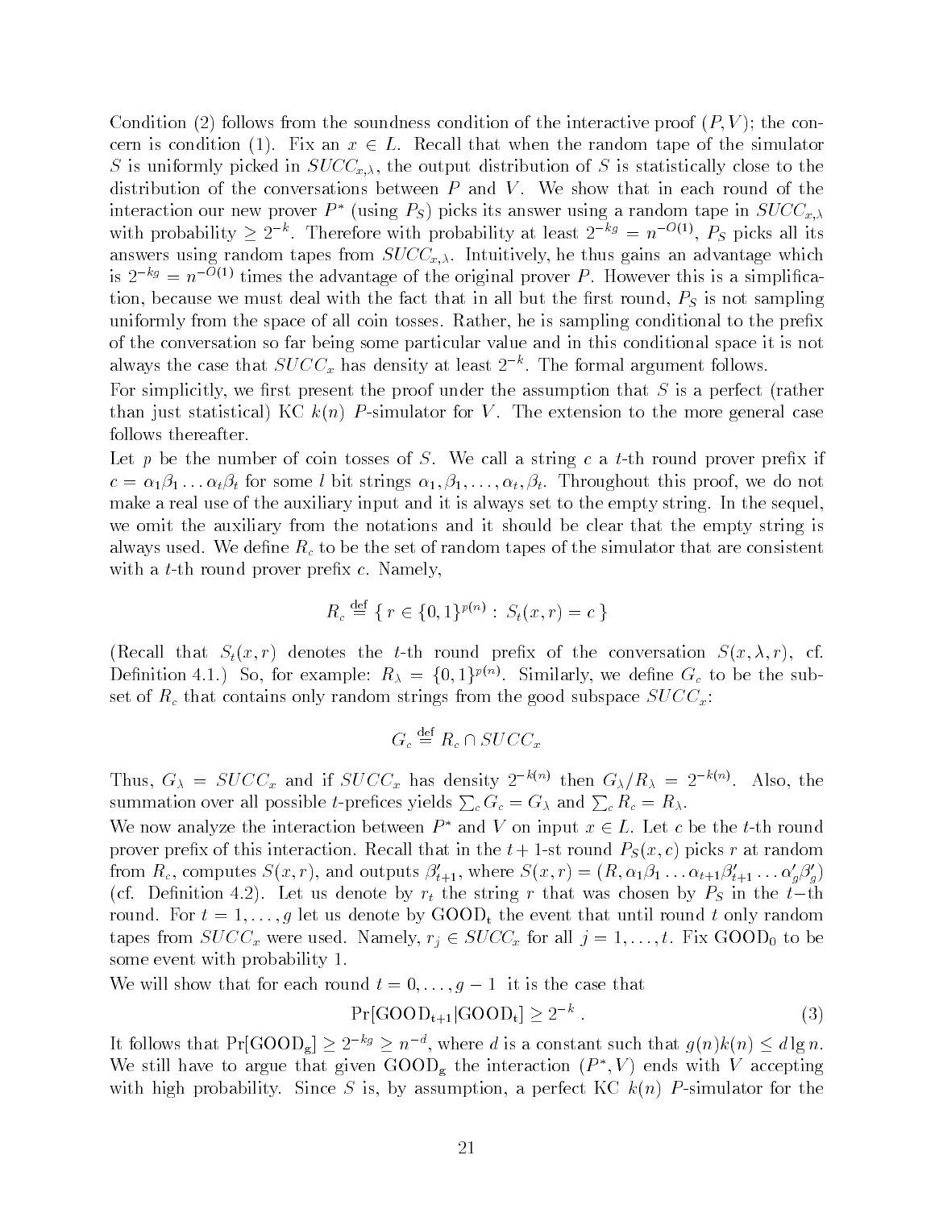Condition (2) follows from the soundness condition of the interactive proof $(P, V)$; the concern is condition (1). Fix an $x \in L$. Recall that when the random tape of the simulator $S$ is uniformly picked in $SUCC_{x,\lambda}$, the output distribution of $S$ is statistically close to the distribution of the conversations between $P$ and $V$. We show that in each round of the interaction our new prover $P^*$ (using $P_S$) picks its answer using a random tape in $SUCC_{x,\lambda}$ with probability $\geq 2^{-k}$. Therefore with probability at least $2^{-kg} = n^{-O(1)}$, $P_S$ picks all its answers using random tapes from $SUCC_{x,\lambda}$. Intuitively, he thus gains an advantage which is $2^{-kg} = n^{-O(1)}$ times the advantage of the original prover $P$. However this is a simplification, because we must deal with the fact that in all but the first round, $P_S$ is not sampling uniformly from the space of all coin tosses. Rather, he is sampling conditional to the prefix of the conversation so far being some particular value and in this conditional space it is not always the case that $SUCC_x$ has density at least $2^{-k}$. The formal argument follows.

For simplicitly, we first present the proof under the assumption that $S$ is a perfect (rather than just statistical) KC $k(n)$ $P$-simulator for $V$. The extension to the more general case follows thereafter.

Let $p$ be the number of coin tosses of $S$. We call a string $c$ a $t$-th round prover prefix if $c = \alpha_1\beta_1 \ldots \alpha_t\beta_t$ for some $l$ bit strings $\alpha_1, \beta_1, \ldots, \alpha_t, \beta_t$. Throughout this proof, we do not make a real use of the auxiliary input and it is always set to the empty string. In the sequel, we omit the auxiliary from the notations and it should be clear that the empty string is always used. We define $R_c$ to be the set of random tapes of the simulator that are consistent with a $t$-th round prover prefix $c$. Namely,

$$R_c \stackrel{\text{def}}{=} \{ \, r \in \{0,1\}^{p(n)} : \, S_t(x, r) = c \, \}$$

(Recall that $S_t(x, r)$ denotes the $t$-th round prefix of the conversation $S(x, \lambda, r)$, cf. Definition 4.1.) So, for example: $R_\lambda = \{0,1\}^{p(n)}$. Similarly, we define $G_c$ to be the subset of $R_c$ that contains only random strings from the good subspace $SUCC_x$:

$$G_c \stackrel{\text{def}}{=} R_c \cap SUCC_x$$

Thus, $G_\lambda = SUCC_x$ and if $SUCC_x$ has density $2^{-k(n)}$ then $G_\lambda / R_\lambda = 2^{-k(n)}$. Also, the summation over all possible $t$-prefices yields $\sum_c G_c = G_\lambda$ and $\sum_c R_c = R_\lambda$.

We now analyze the interaction between $P^*$ and $V$ on input $x \in L$. Let $c$ be the $t$-th round prover prefix of this interaction. Recall that in the $t+1$-st round $P_S(x, c)$ picks $r$ at random from $R_c$, computes $S(x, r)$, and outputs $\beta'_{t+1}$, where $S(x, r) = (R, \alpha_1\beta_1 \ldots \alpha_{t+1}\beta'_{t+1} \ldots \alpha'_g\beta'_g)$ (cf. Definition 4.2). Let us denote by $r_t$ the string $r$ that was chosen by $P_S$ in the $t$−th round. For $t = 1, \ldots, g$ let us denote by $\mathrm{GOOD_t}$ the event that until round $t$ only random tapes from $SUCC_x$ were used. Namely, $r_j \in SUCC_x$ for all $j = 1, \ldots, t$. Fix $\mathrm{GOOD_0}$ to be some event with probability 1.

We will show that for each round $t = 0, \ldots, g-1$ it is the case that

$$\Pr[\mathrm{GOOD_{t+1}} | \mathrm{GOOD_t}] \geq 2^{-k} \, . \tag{3}$$

It follows that $\Pr[\mathrm{GOOD_g}] \geq 2^{-kg} \geq n^{-d}$, where $d$ is a constant such that $g(n)k(n) \leq d \lg n$. We still have to argue that given $\mathrm{GOOD_g}$ the interaction $(P^*, V)$ ends with $V$ accepting with high probability. Since $S$ is, by assumption, a perfect KC $k(n)$ $P$-simulator for the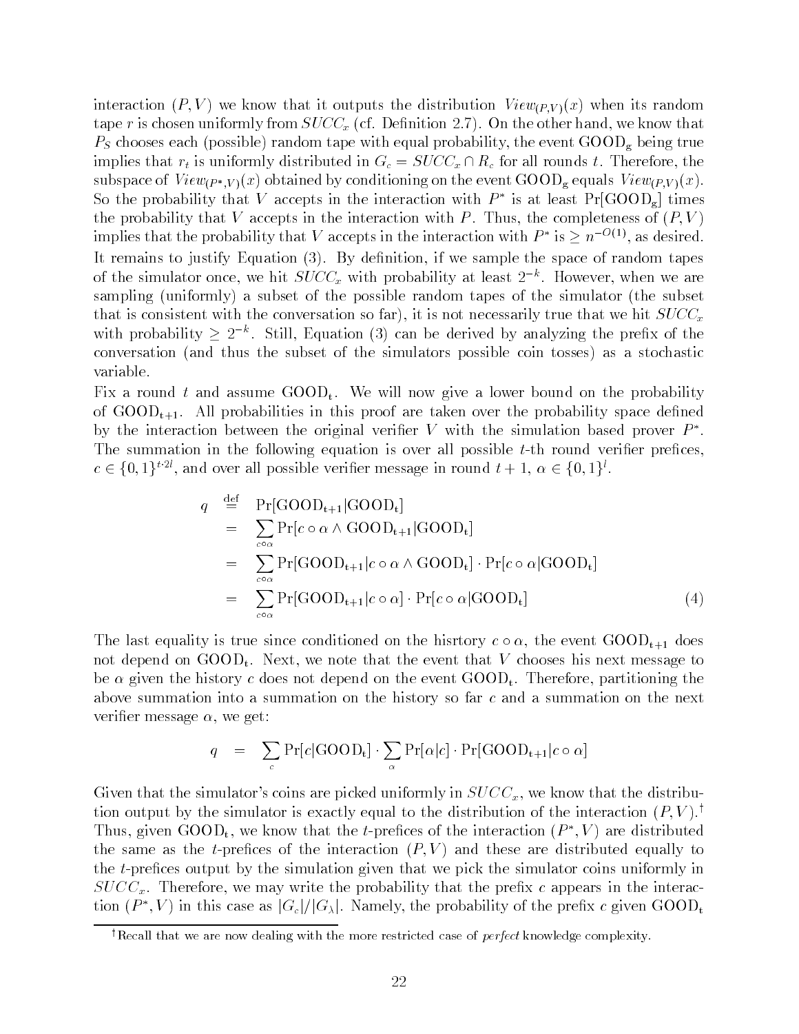interaction $(P, V)$ we know that it outputs the distribution $View_{(P,V)}(x)$ when its random tape $r$ is chosen uniformly from $SUCC_x$ (cf. Definition 2.7). On the other hand, we know that $P_S$ chooses each (possible) random tape with equal probability, the event $\mathrm{GOOD_g}$ being true implies that $r_t$ is uniformly distributed in $G_c = SUCC_x \cap R_c$ for all rounds $t$. Therefore, the subspace of $View_{(P^*,V)}(x)$ obtained by conditioning on the event $\mathrm{GOOD_g}$ equals $View_{(P,V)}(x)$. So the probability that $V$ accepts in the interaction with $P^*$ is at least $\Pr[\mathrm{GOOD_g}]$ times the probability that $V$ accepts in the interaction with $P$. Thus, the completeness of $(P, V)$ implies that the probability that $V$ accepts in the interaction with $P^*$ is $\geq n^{-O(1)}$, as desired.

It remains to justify Equation (3). By definition, if we sample the space of random tapes of the simulator once, we hit $SUCC_x$ with probability at least $2^{-k}$. However, when we are sampling (uniformly) a subset of the possible random tapes of the simulator (the subset that is consistent with the conversation so far), it is not necessarily true that we hit $SUCC_x$ with probability $\geq 2^{-k}$. Still, Equation (3) can be derived by analyzing the prefix of the conversation (and thus the subset of the simulators possible coin tosses) as a stochastic variable.

Fix a round $t$ and assume $\mathrm{GOOD_t}$. We will now give a lower bound on the probability of $\mathrm{GOOD_{t+1}}$. All probabilities in this proof are taken over the probability space defined by the interaction between the original verifier $V$ with the simulation based prover $P^*$. The summation in the following equation is over all possible $t$-th round verifier prefices, $c \in \{0,1\}^{t \cdot 2l}$, and over all possible verifier message in round $t+1$, $\alpha \in \{0,1\}^l$.

$$
\begin{aligned}
q &\stackrel{\mathrm{def}}{=} \Pr[\mathrm{GOOD_{t+1}} | \mathrm{GOOD_t}] \\
&= \sum_{c \circ \alpha} \Pr[c \circ \alpha \wedge \mathrm{GOOD_{t+1}} | \mathrm{GOOD_t}] \\
&= \sum_{c \circ \alpha} \Pr[\mathrm{GOOD_{t+1}} | c \circ \alpha \wedge \mathrm{GOOD_t}] \cdot \Pr[c \circ \alpha | \mathrm{GOOD_t}] \\
&= \sum_{c \circ \alpha} \Pr[\mathrm{GOOD_{t+1}} | c \circ \alpha] \cdot \Pr[c \circ \alpha | \mathrm{GOOD_t}] \qquad (4)
\end{aligned}
$$

The last equality is true since conditioned on the hisrtory $c \circ \alpha$, the event $\mathrm{GOOD_{t+1}}$ does not depend on $\mathrm{GOOD_t}$. Next, we note that the event that $V$ chooses his next message to be $\alpha$ given the history $c$ does not depend on the event $\mathrm{GOOD_t}$. Therefore, partitioning the above summation into a summation on the history so far $c$ and a summation on the next verifier message $\alpha$, we get:

$$
q = \sum_{c} \Pr[c | \mathrm{GOOD_t}] \cdot \sum_{\alpha} \Pr[\alpha | c] \cdot \Pr[\mathrm{GOOD_{t+1}} | c \circ \alpha]
$$

Given that the simulator's coins are picked uniformly in $SUCC_x$, we know that the distribution output by the simulator is exactly equal to the distribution of the interaction $(P, V)$.[†] Thus, given $\mathrm{GOOD_t}$, we know that the $t$-prefices of the interaction $(P^*, V)$ are distributed the same as the $t$-prefices of the interaction $(P, V)$ and these are distributed equally to the $t$-prefices output by the simulation given that we pick the simulator coins uniformly in $SUCC_x$. Therefore, we may write the probability that the prefix $c$ appears in the interaction $(P^*, V)$ in this case as $|G_c|/|G_\lambda|$. Namely, the probability of the prefix $c$ given $\mathrm{GOOD_t}$

[†] Recall that we are now dealing with the more restricted case of *perfect* knowledge complexity.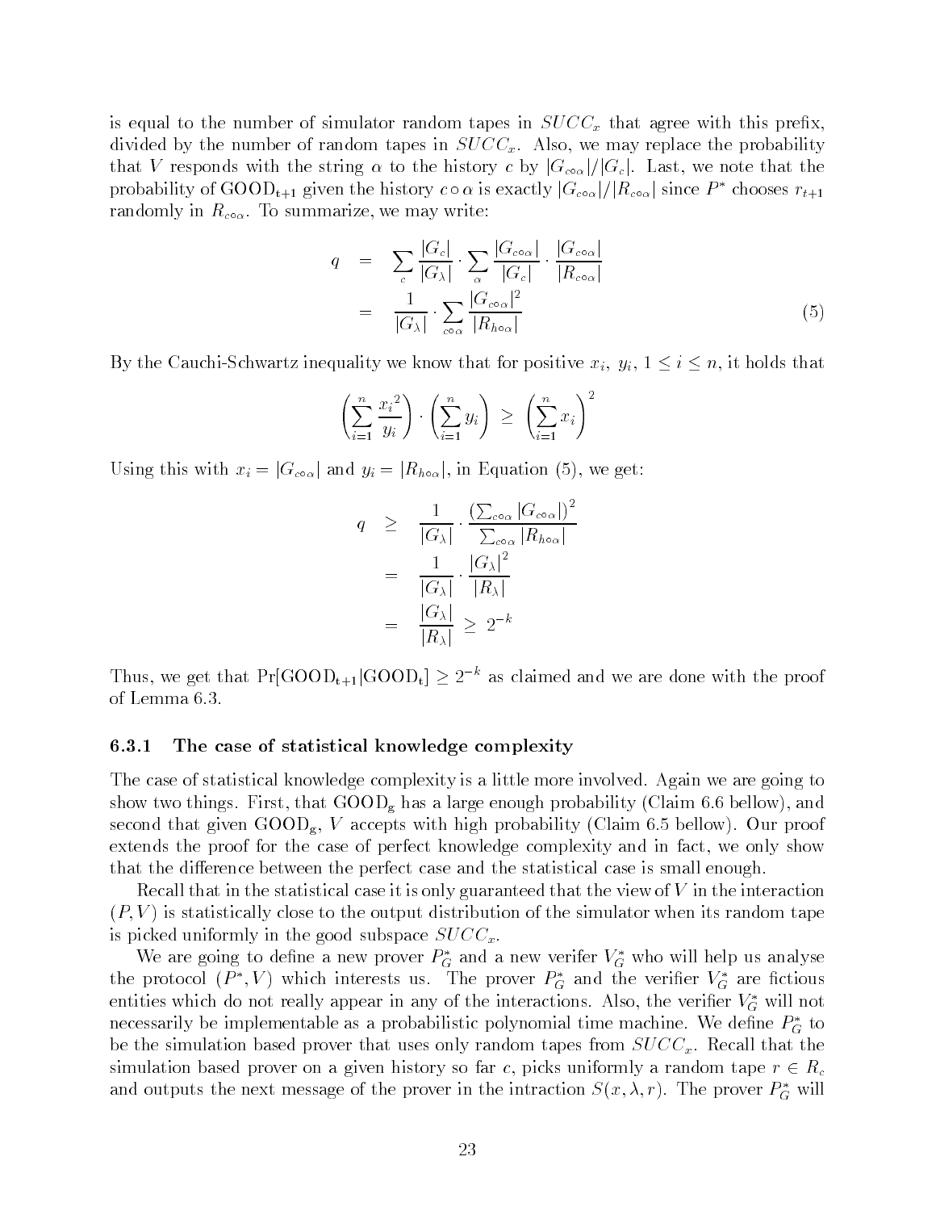is equal to the number of simulator random tapes in $SUCC_x$ that agree with this prefix, divided by the number of random tapes in $SUCC_x$. Also, we may replace the probability that $V$ responds with the string $\alpha$ to the history $c$ by $|G_{c\circ\alpha}|/|G_c|$. Last, we note that the probability of $\mathrm{GOOD_{t+1}}$ given the history $c \circ \alpha$ is exactly $|G_{c\circ\alpha}|/|R_{c\circ\alpha}|$ since $P^*$ chooses $r_{t+1}$ randomly in $R_{c\circ\alpha}$. To summarize, we may write:

$$
\begin{aligned}
q &= \sum_c \frac{|G_c|}{|G_\lambda|} \cdot \sum_\alpha \frac{|G_{c\circ\alpha}|}{|G_c|} \cdot \frac{|G_{c\circ\alpha}|}{|R_{c\circ\alpha}|} \\
&= \frac{1}{|G_\lambda|} \cdot \sum_{c\circ\alpha} \frac{|G_{c\circ\alpha}|^2}{|R_{h\circ\alpha}|} \qquad (5)
\end{aligned}
$$

By the Cauchi-Schwartz inequality we know that for positive $x_i$, $y_i$, $1 \le i \le n$, it holds that

$$
\left( \sum_{i=1}^{n} \frac{{x_i}^2}{y_i} \right) \cdot \left( \sum_{i=1}^{n} y_i \right) \ \ge \ \left( \sum_{i=1}^{n} x_i \right)^2
$$

Using this with $x_i = |G_{c\circ\alpha}|$ and $y_i = |R_{h\circ\alpha}|$, in Equation (5), we get:

$$
\begin{aligned}
q &\ge \frac{1}{|G_\lambda|} \cdot \frac{\left(\sum_{c\circ\alpha} |G_{c\circ\alpha}|\right)^2}{\sum_{c\circ\alpha} |R_{h\circ\alpha}|} \\
&= \frac{1}{|G_\lambda|} \cdot \frac{|G_\lambda|^2}{|R_\lambda|} \\
&= \frac{|G_\lambda|}{|R_\lambda|} \ \ge \ 2^{-k}
\end{aligned}
$$

Thus, we get that $\Pr[\mathrm{GOOD_{t+1}}|\mathrm{GOOD_t}] \ge 2^{-k}$ as claimed and we are done with the proof of Lemma 6.3.

### 6.3.1 The case of statistical knowledge complexity

The case of statistical knowledge complexity is a little more involved. Again we are going to show two things. First, that $\mathrm{GOOD_g}$ has a large enough probability (Claim 6.6 bellow), and second that given $\mathrm{GOOD_g}$, $V$ accepts with high probability (Claim 6.5 bellow). Our proof extends the proof for the case of perfect knowledge complexity and in fact, we only show that the difference between the perfect case and the statistical case is small enough.

Recall that in the statistical case it is only guaranteed that the view of $V$ in the interaction $(P, V)$ is statistically close to the output distribution of the simulator when its random tape is picked uniformly in the good subspace $SUCC_x$.

We are going to define a new prover $P_G^*$ and a new verifer $V_G^*$ who will help us analyse the protocol $(P^*, V)$ which interests us. The prover $P_G^*$ and the verifier $V_G^*$ are fictious entities which do not really appear in any of the interactions. Also, the verifier $V_G^*$ will not necessarily be implementable as a probabilistic polynomial time machine. We define $P_G^*$ to be the simulation based prover that uses only random tapes from $SUCC_x$. Recall that the simulation based prover on a given history so far $c$, picks uniformly a random tape $r \in R_c$ and outputs the next message of the prover in the intraction $S(x, \lambda, r)$. The prover $P_G^*$ will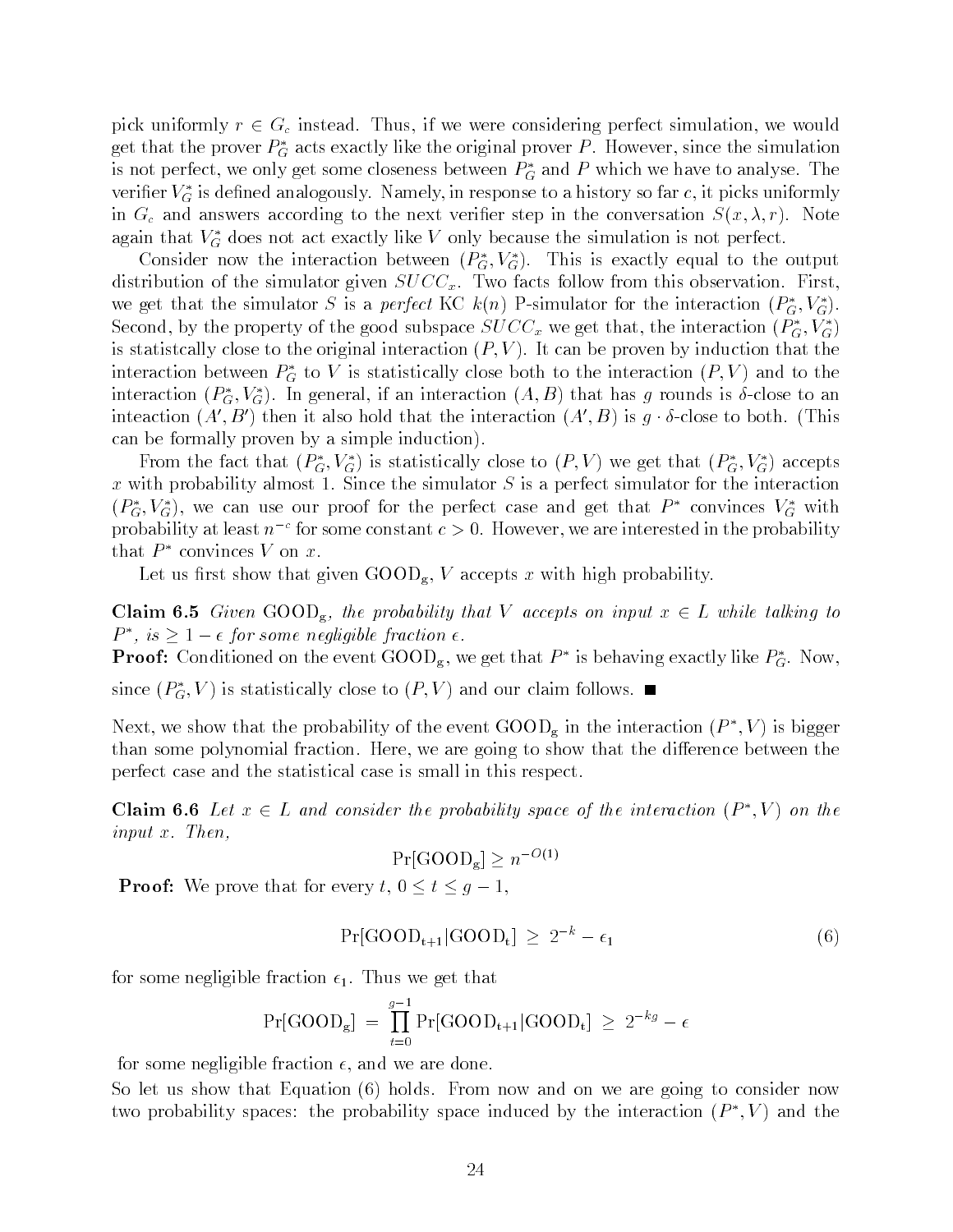pick uniformly $r \in G_c$ instead. Thus, if we were considering perfect simulation, we would get that the prover $P^*_G$ acts exactly like the original prover $P$. However, since the simulation is not perfect, we only get some closeness between $P^*_G$ and $P$ which we have to analyse. The verifier $V^*_G$ is defined analogously. Namely, in response to a history so far $c$, it picks uniformly in $G_c$ and answers according to the next verifier step in the conversation $S(x, \lambda, r)$. Note again that $V^*_G$ does not act exactly like $V$ only because the simulation is not perfect.

Consider now the interaction between $(P^*_G, V^*_G)$. This is exactly equal to the output distribution of the simulator given $SUCC_x$. Two facts follow from this observation. First, we get that the simulator $S$ is a *perfect* KC $k(n)$ P-simulator for the interaction $(P^*_G, V^*_G)$. Second, by the property of the good subspace $SUCC_x$ we get that, the interaction $(P^*_G, V^*_G)$ is statistcally close to the original interaction $(P, V)$. It can be proven by induction that the interaction between $P^*_G$ to $V$ is statistically close both to the interaction $(P, V)$ and to the interaction $(P^*_G, V^*_G)$. In general, if an interaction $(A, B)$ that has $g$ rounds is $\delta$-close to an inteaction $(A', B')$ then it also hold that the interaction $(A', B)$ is $g \cdot \delta$-close to both. (This can be formally proven by a simple induction).

From the fact that $(P^*_G, V^*_G)$ is statistically close to $(P, V)$ we get that $(P^*_G, V^*_G)$ accepts $x$ with probability almost 1. Since the simulator $S$ is a perfect simulator for the interaction $(P^*_G, V^*_G)$, we can use our proof for the perfect case and get that $P^*$ convinces $V^*_G$ with probability at least $n^{-c}$ for some constant $c > 0$. However, we are interested in the probability that $P^*$ convinces $V$ on $x$.

Let us first show that given $\mathrm{GOOD_g}$, $V$ accepts $x$ with high probability.

**Claim 6.5** *Given* $\mathrm{GOOD_g}$*, the probability that* $V$ *accepts on input* $x \in L$ *while talking to* $P^*$*, is* $\geq 1 - \epsilon$ *for some negligible fraction* $\epsilon$*.*

**Proof:** Conditioned on the event $\mathrm{GOOD_g}$, we get that $P^*$ is behaving exactly like $P^*_G$. Now, since $(P^*_G, V)$ is statistically close to $(P, V)$ and our claim follows. ∎

Next, we show that the probability of the event $\mathrm{GOOD_g}$ in the interaction $(P^*, V)$ is bigger than some polynomial fraction. Here, we are going to show that the difference between the perfect case and the statistical case is small in this respect.

**Claim 6.6** *Let* $x \in L$ *and consider the probability space of the interaction* $(P^*, V)$ *on the input* $x$*. Then,*

$$\Pr[\mathrm{GOOD_g}] \geq n^{-O(1)}$$

**Proof:** We prove that for every $t$, $0 \leq t \leq g - 1$,

$$\Pr[\mathrm{GOOD_{t+1}} | \mathrm{GOOD_t}] \ \geq \ 2^{-k} - \epsilon_1 \tag{6}$$

for some negligible fraction $\epsilon_1$. Thus we get that

$$\Pr[\mathrm{GOOD_g}] \ = \ \prod_{t=0}^{g-1} \Pr[\mathrm{GOOD_{t+1}} | \mathrm{GOOD_t}] \ \geq \ 2^{-kg} - \epsilon$$

for some negligible fraction $\epsilon$, and we are done.

So let us show that Equation (6) holds. From now and on we are going to consider now two probability spaces: the probability space induced by the interaction $(P^*, V)$ and the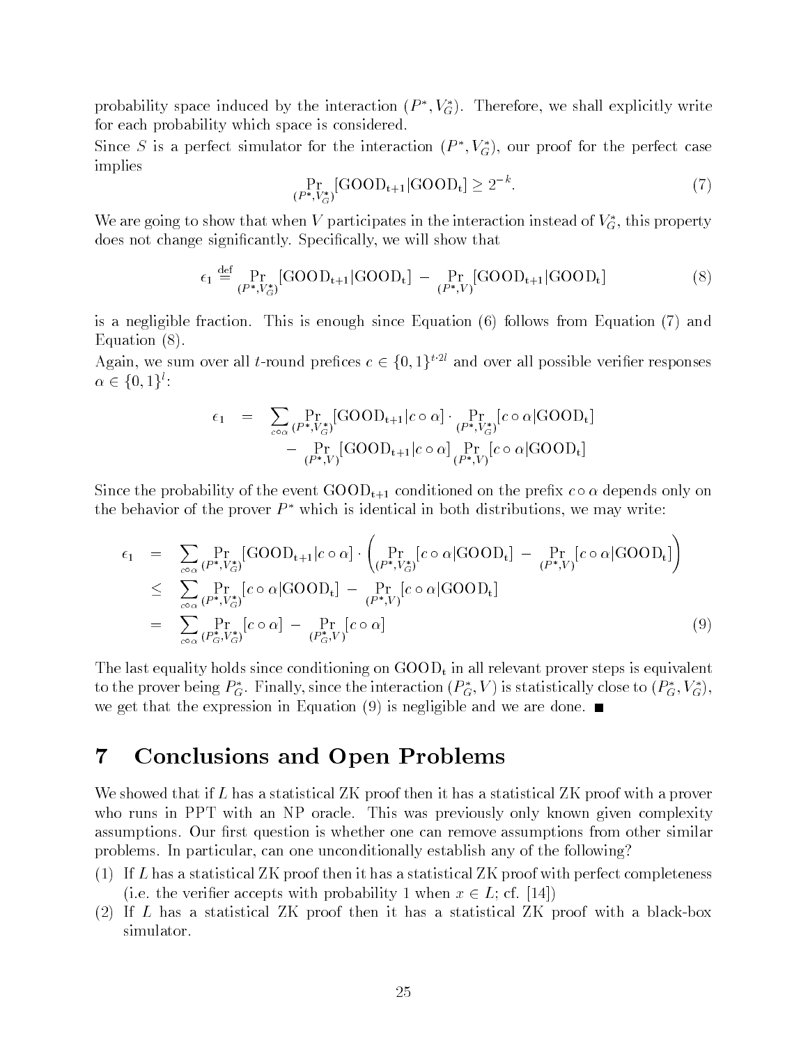probability space induced by the interaction $(P^*, V_G^*)$. Therefore, we shall explicitly write for each probability which space is considered.

Since $S$ is a perfect simulator for the interaction $(P^*, V_G^*)$, our proof for the perfect case implies

$$\Pr_{(P^*,V_G^*)}[\mathrm{GOOD}_{t+1}|\mathrm{GOOD}_t] \geq 2^{-k}. \tag{7}$$

We are going to show that when $V$ participates in the interaction instead of $V_G^*$, this property does not change significantly. Specifically, we will show that

$$\epsilon_1 \stackrel{\mathrm{def}}{=} \Pr_{(P^*,V_G^*)}[\mathrm{GOOD}_{t+1}|\mathrm{GOOD}_t] - \Pr_{(P^*,V)}[\mathrm{GOOD}_{t+1}|\mathrm{GOOD}_t] \tag{8}$$

is a negligible fraction. This is enough since Equation (6) follows from Equation (7) and Equation (8).

Again, we sum over all $t$-round prefices $c \in \{0,1\}^{t \cdot 2l}$ and over all possible verifier responses $\alpha \in \{0,1\}^l$:

$$\begin{aligned}
\epsilon_1 \;=\; & \sum_{c\circ\alpha} \Pr_{(P^*,V_G^*)}[\mathrm{GOOD}_{t+1}|c\circ\alpha] \cdot \Pr_{(P^*,V_G^*)}[c\circ\alpha|\mathrm{GOOD}_t] \\
& - \Pr_{(P^*,V)}[\mathrm{GOOD}_{t+1}|c\circ\alpha] \Pr_{(P^*,V)}[c\circ\alpha|\mathrm{GOOD}_t]
\end{aligned}$$

Since the probability of the event $\mathrm{GOOD}_{t+1}$ conditioned on the prefix $c \circ \alpha$ depends only on the behavior of the prover $P^*$ which is identical in both distributions, we may write:

$$\begin{aligned}
\epsilon_1 &= \sum_{c\circ\alpha} \Pr_{(P^*,V_G^*)}[\mathrm{GOOD}_{t+1}|c\circ\alpha] \cdot \left( \Pr_{(P^*,V_G^*)}[c\circ\alpha|\mathrm{GOOD}_t] - \Pr_{(P^*,V)}[c\circ\alpha|\mathrm{GOOD}_t] \right) \\
&\leq \sum_{c\circ\alpha} \Pr_{(P^*,V_G^*)}[c\circ\alpha|\mathrm{GOOD}_t] - \Pr_{(P^*,V)}[c\circ\alpha|\mathrm{GOOD}_t] \\
&= \sum_{c\circ\alpha} \Pr_{(P_G^*,V_G^*)}[c\circ\alpha] - \Pr_{(P_G^*,V)}[c\circ\alpha] \qquad (9)
\end{aligned}$$

The last equality holds since conditioning on $\mathrm{GOOD}_t$ in all relevant prover steps is equivalent to the prover being $P_G^*$. Finally, since the interaction $(P_G^*, V)$ is statistically close to $(P_G^*, V_G^*)$, we get that the expression in Equation (9) is negligible and we are done. ∎

# 7 Conclusions and Open Problems

We showed that if $L$ has a statistical ZK proof then it has a statistical ZK proof with a prover who runs in PPT with an NP oracle. This was previously only known given complexity assumptions. Our first question is whether one can remove assumptions from other similar problems. In particular, can one unconditionally establish any of the following?

(1) If $L$ has a statistical ZK proof then it has a statistical ZK proof with perfect completeness (i.e. the verifier accepts with probability 1 when $x \in L$; cf. [14])

(2) If $L$ has a statistical ZK proof then it has a statistical ZK proof with a black-box simulator.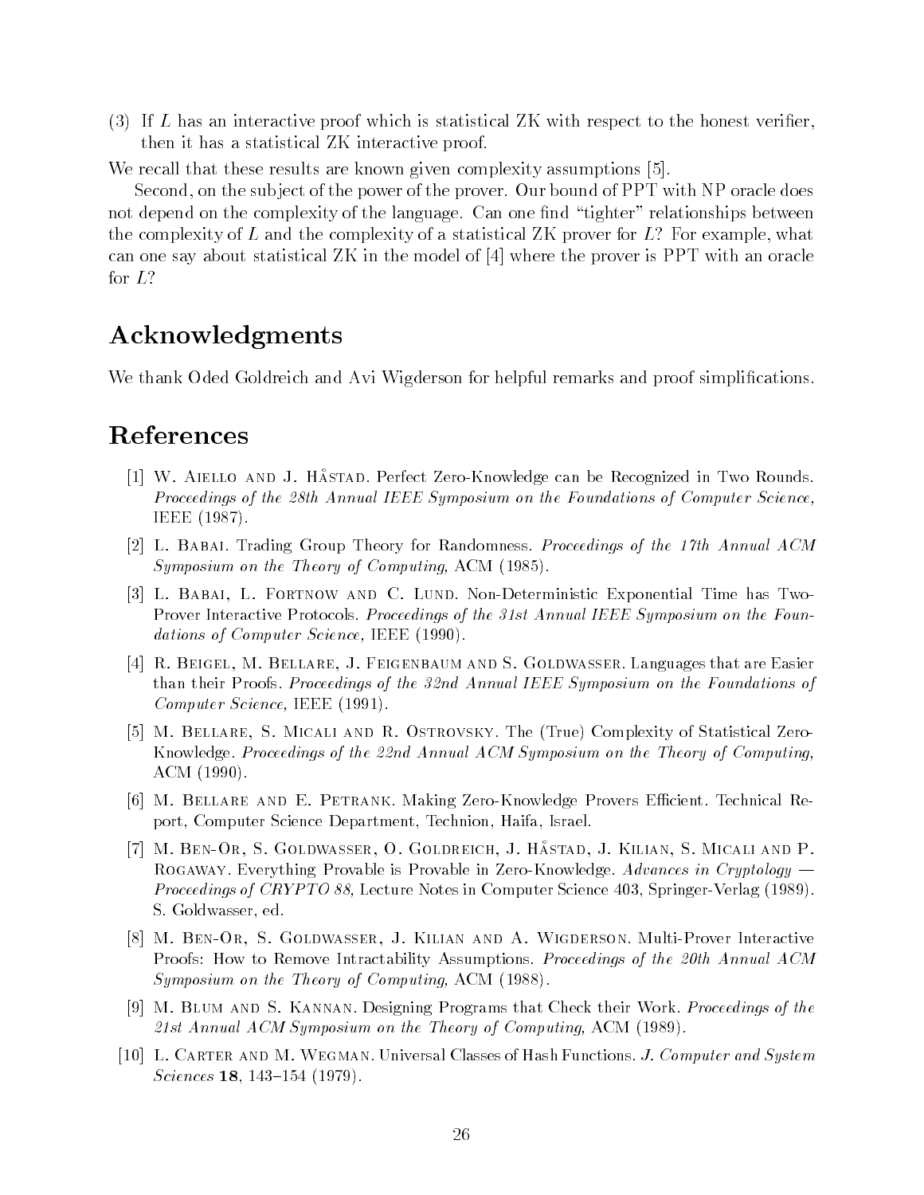(3) If $L$ has an interactive proof which is statistical ZK with respect to the honest verifier, then it has a statistical ZK interactive proof.

We recall that these results are known given complexity assumptions [5].

Second, on the subject of the power of the prover. Our bound of PPT with NP oracle does not depend on the complexity of the language. Can one find "tighter" relationships between the complexity of $L$ and the complexity of a statistical ZK prover for $L$? For example, what can one say about statistical ZK in the model of [4] where the prover is PPT with an oracle for $L$?

## Acknowledgments

We thank Oded Goldreich and Avi Wigderson for helpful remarks and proof simplifications.

## References

[1] W. Aiello and J. Håstad. Perfect Zero-Knowledge can be Recognized in Two Rounds. *Proceedings of the 28th Annual IEEE Symposium on the Foundations of Computer Science,* IEEE (1987).

[2] L. Babai. Trading Group Theory for Randomness. *Proceedings of the 17th Annual ACM Symposium on the Theory of Computing,* ACM (1985).

[3] L. Babai, L. Fortnow and C. Lund. Non-Deterministic Exponential Time has Two-Prover Interactive Protocols. *Proceedings of the 31st Annual IEEE Symposium on the Foundations of Computer Science,* IEEE (1990).

[4] R. Beigel, M. Bellare, J. Feigenbaum and S. Goldwasser. Languages that are Easier than their Proofs. *Proceedings of the 32nd Annual IEEE Symposium on the Foundations of Computer Science,* IEEE (1991).

[5] M. Bellare, S. Micali and R. Ostrovsky. The (True) Complexity of Statistical Zero-Knowledge. *Proceedings of the 22nd Annual ACM Symposium on the Theory of Computing,* ACM (1990).

[6] M. Bellare and E. Petrank. Making Zero-Knowledge Provers Efficient. Technical Report, Computer Science Department, Technion, Haifa, Israel.

[7] M. Ben-Or, S. Goldwasser, O. Goldreich, J. Håstad, J. Kilian, S. Micali and P. Rogaway. Everything Provable is Provable in Zero-Knowledge. *Advances in Cryptology — Proceedings of CRYPTO 88,* Lecture Notes in Computer Science 403, Springer-Verlag (1989). S. Goldwasser, ed.

[8] M. Ben-Or, S. Goldwasser, J. Kilian and A. Wigderson. Multi-Prover Interactive Proofs: How to Remove Intractability Assumptions. *Proceedings of the 20th Annual ACM Symposium on the Theory of Computing,* ACM (1988).

[9] M. Blum and S. Kannan. Designing Programs that Check their Work. *Proceedings of the 21st Annual ACM Symposium on the Theory of Computing,* ACM (1989).

[10] L. Carter and M. Wegman. Universal Classes of Hash Functions. *J. Computer and System Sciences* **18**, 143–154 (1979).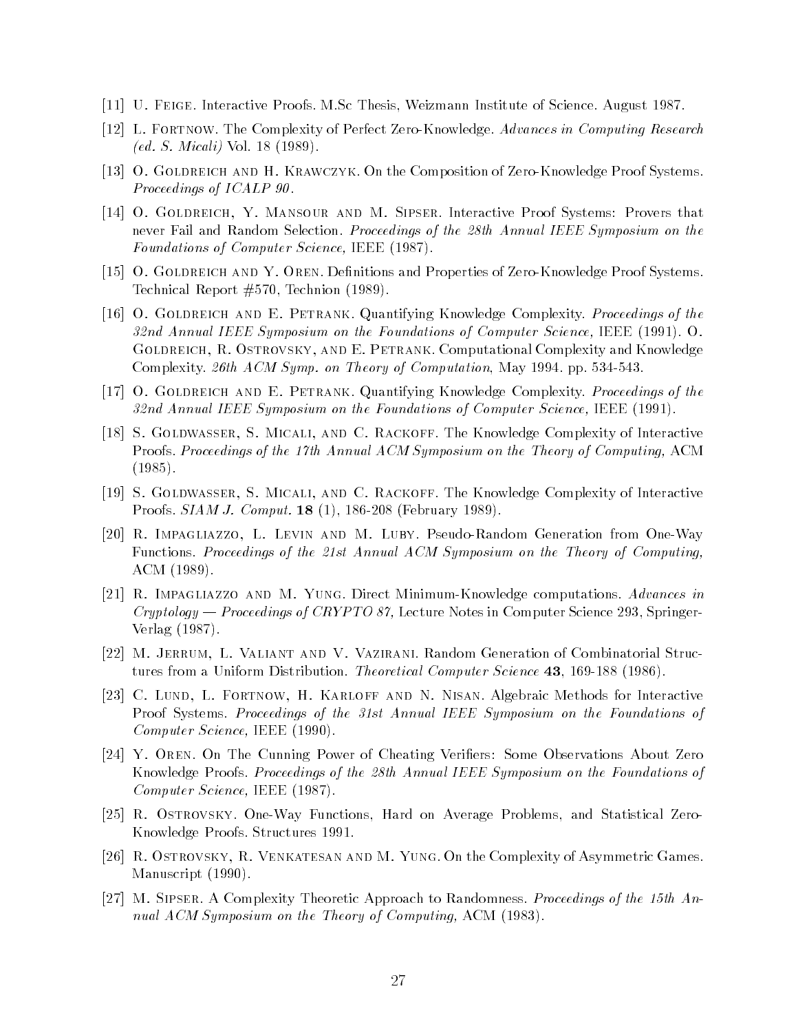[11] U. Feige. Interactive Proofs. M.Sc Thesis, Weizmann Institute of Science. August 1987.

[12] L. Fortnow. The Complexity of Perfect Zero-Knowledge. *Advances in Computing Research (ed. S. Micali)* Vol. 18 (1989).

[13] O. Goldreich and H. Krawczyk. On the Composition of Zero-Knowledge Proof Systems. *Proceedings of ICALP 90*.

[14] O. Goldreich, Y. Mansour and M. Sipser. Interactive Proof Systems: Provers that never Fail and Random Selection. *Proceedings of the 28th Annual IEEE Symposium on the Foundations of Computer Science,* IEEE (1987).

[15] O. Goldreich and Y. Oren. Definitions and Properties of Zero-Knowledge Proof Systems. Technical Report #570, Technion (1989).

[16] O. Goldreich and E. Petrank. Quantifying Knowledge Complexity. *Proceedings of the 32nd Annual IEEE Symposium on the Foundations of Computer Science,* IEEE (1991). O. Goldreich, R. Ostrovsky, and E. Petrank. Computational Complexity and Knowledge Complexity. *26th ACM Symp. on Theory of Computation*, May 1994. pp. 534-543.

[17] O. Goldreich and E. Petrank. Quantifying Knowledge Complexity. *Proceedings of the 32nd Annual IEEE Symposium on the Foundations of Computer Science,* IEEE (1991).

[18] S. Goldwasser, S. Micali, and C. Rackoff. The Knowledge Complexity of Interactive Proofs. *Proceedings of the 17th Annual ACM Symposium on the Theory of Computing,* ACM (1985).

[19] S. Goldwasser, S. Micali, and C. Rackoff. The Knowledge Complexity of Interactive Proofs. *SIAM J. Comput.* **18** (1), 186-208 (February 1989).

[20] R. Impagliazzo, L. Levin and M. Luby. Pseudo-Random Generation from One-Way Functions. *Proceedings of the 21st Annual ACM Symposium on the Theory of Computing,* ACM (1989).

[21] R. Impagliazzo and M. Yung. Direct Minimum-Knowledge computations. *Advances in Cryptology — Proceedings of CRYPTO 87,* Lecture Notes in Computer Science 293, Springer-Verlag (1987).

[22] M. Jerrum, L. Valiant and V. Vazirani. Random Generation of Combinatorial Structures from a Uniform Distribution. *Theoretical Computer Science* **43**, 169-188 (1986).

[23] C. Lund, L. Fortnow, H. Karloff and N. Nisan. Algebraic Methods for Interactive Proof Systems. *Proceedings of the 31st Annual IEEE Symposium on the Foundations of Computer Science,* IEEE (1990).

[24] Y. Oren. On The Cunning Power of Cheating Verifiers: Some Observations About Zero Knowledge Proofs. *Proceedings of the 28th Annual IEEE Symposium on the Foundations of Computer Science,* IEEE (1987).

[25] R. Ostrovsky. One-Way Functions, Hard on Average Problems, and Statistical Zero-Knowledge Proofs. Structures 1991.

[26] R. Ostrovsky, R. Venkatesan and M. Yung. On the Complexity of Asymmetric Games. Manuscript (1990).

[27] M. Sipser. A Complexity Theoretic Approach to Randomness. *Proceedings of the 15th Annual ACM Symposium on the Theory of Computing,* ACM (1983).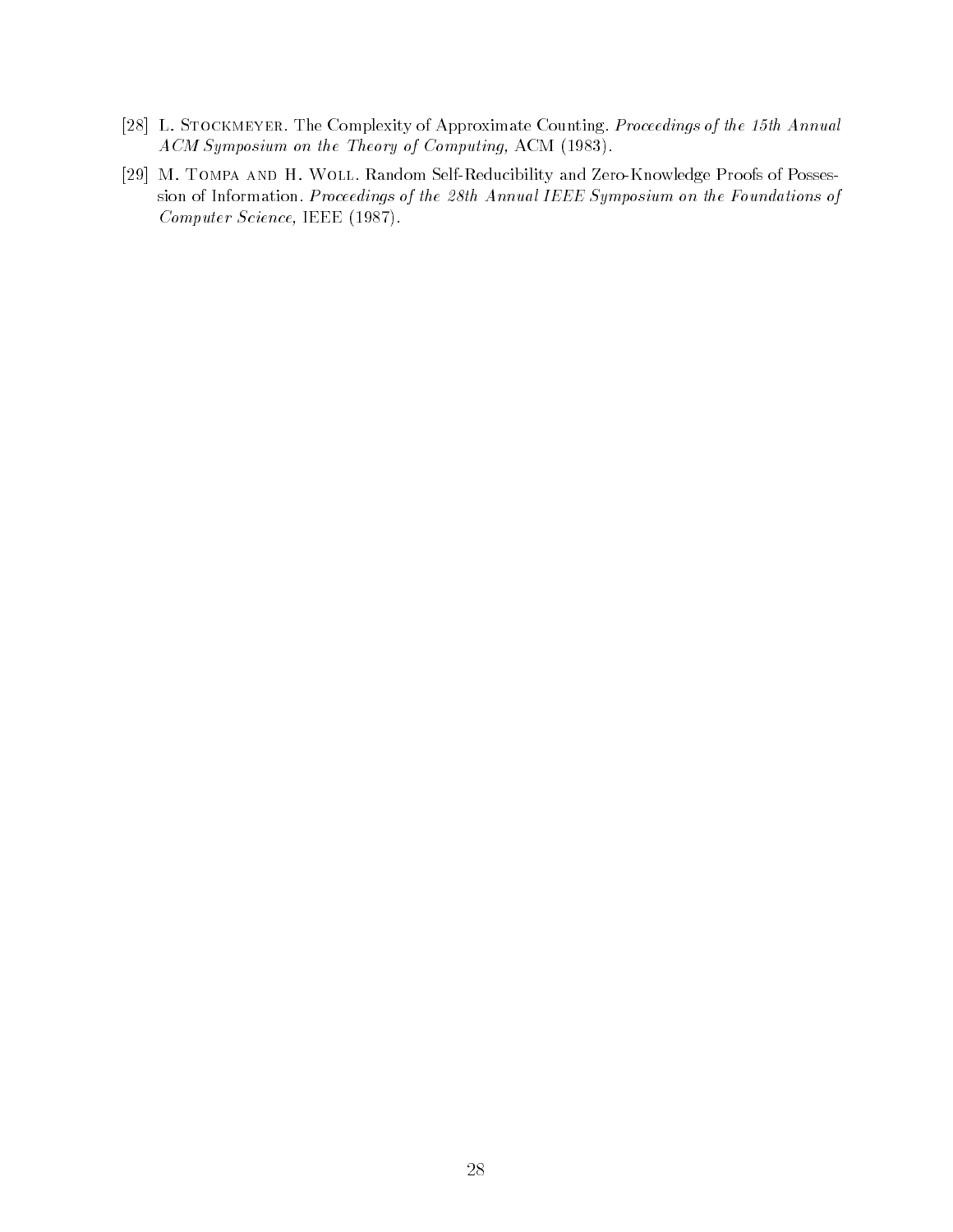[28] L. Stockmeyer. The Complexity of Approximate Counting. *Proceedings of the 15th Annual ACM Symposium on the Theory of Computing,* ACM (1983).

[29] M. Tompa and H. Woll. Random Self-Reducibility and Zero-Knowledge Proofs of Possession of Information. *Proceedings of the 28th Annual IEEE Symposium on the Foundations of Computer Science,* IEEE (1987).